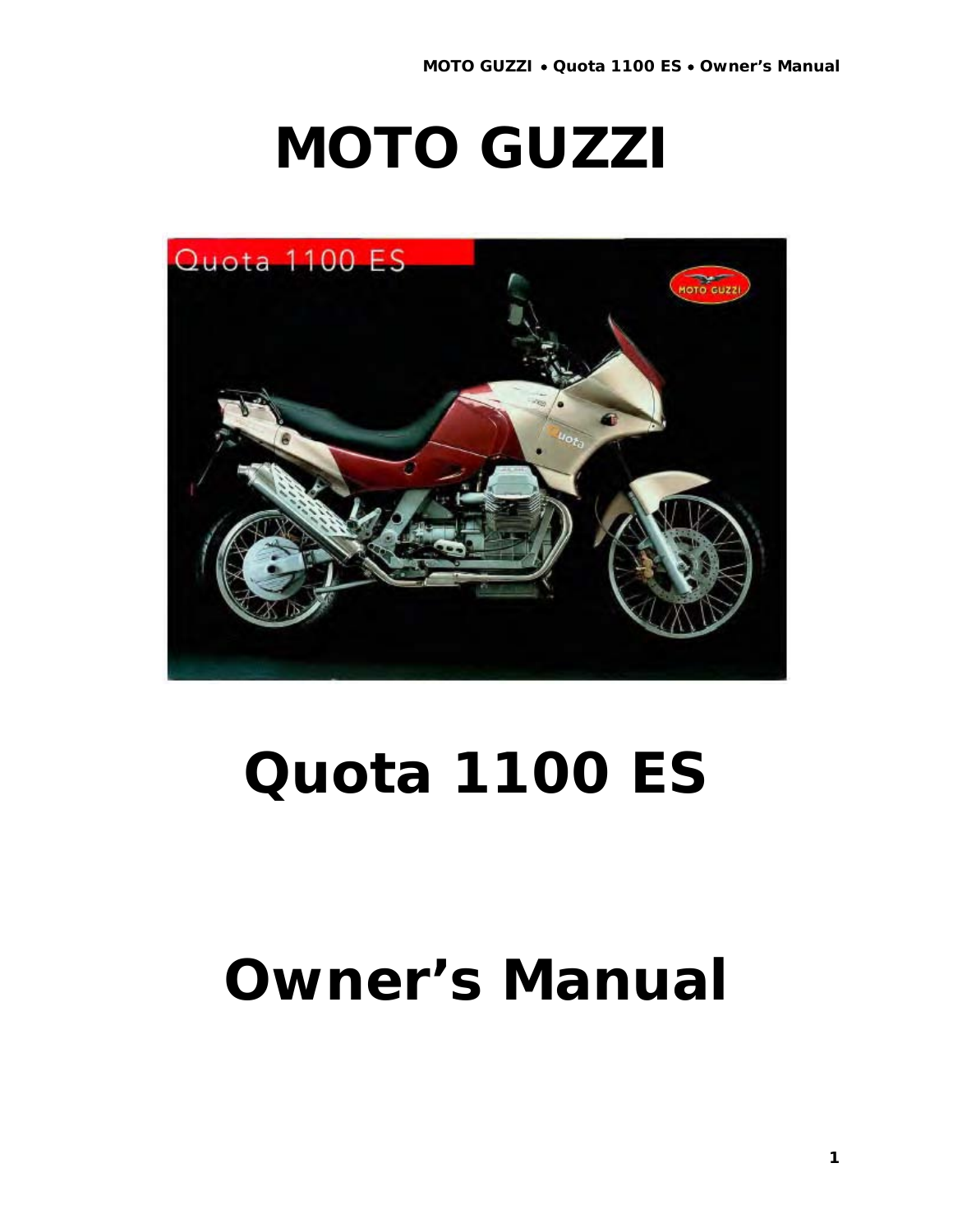# MOTO GUZZI

# Quota 1100 ES

# Owner's Manual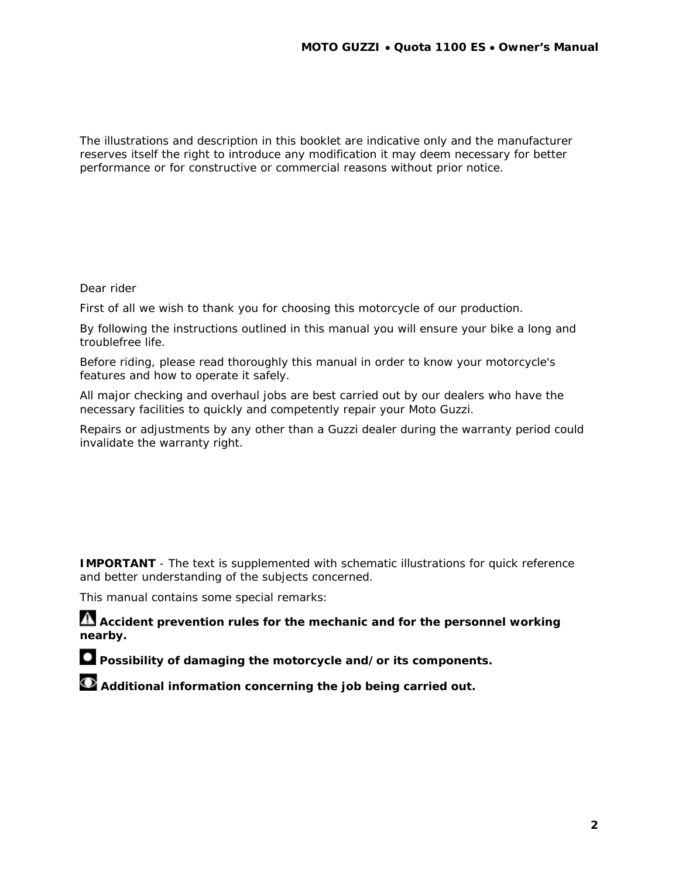The illustrations and description in this booklet are indicative only and the manufacturer reserves itself the right to introduce any modification it may deem necessary for better performance or for constructive or commercial reasons without prior notice.

Dear rider

First of all we wish to thank you for choosing this motorcycle of our production.

By following the instructions outlined in this manual you will ensure your bike a long and troublefree life.

Before riding, please read thoroughly this manual in order to know your motorcycle's features and how to operate it safely.

All major checking and overhaul jobs are best carried out by our dealers who have the necessary facilities to quickly and competently repair your Moto Guzzi.

Repairs or adjustments by any other than a Guzzi dealer during the warranty period could invalidate the warranty right.

**IMPORTANT** - The text is supplemented with schematic illustrations for quick reference and better understanding of the subjects concerned.

This manual contains some special remarks:

**Accident prevention rules for the mechanic and for the personnel working nearby.**

**Possibility of damaging the motorcycle and/or its components.**

**Additional information concerning the job being carried out.**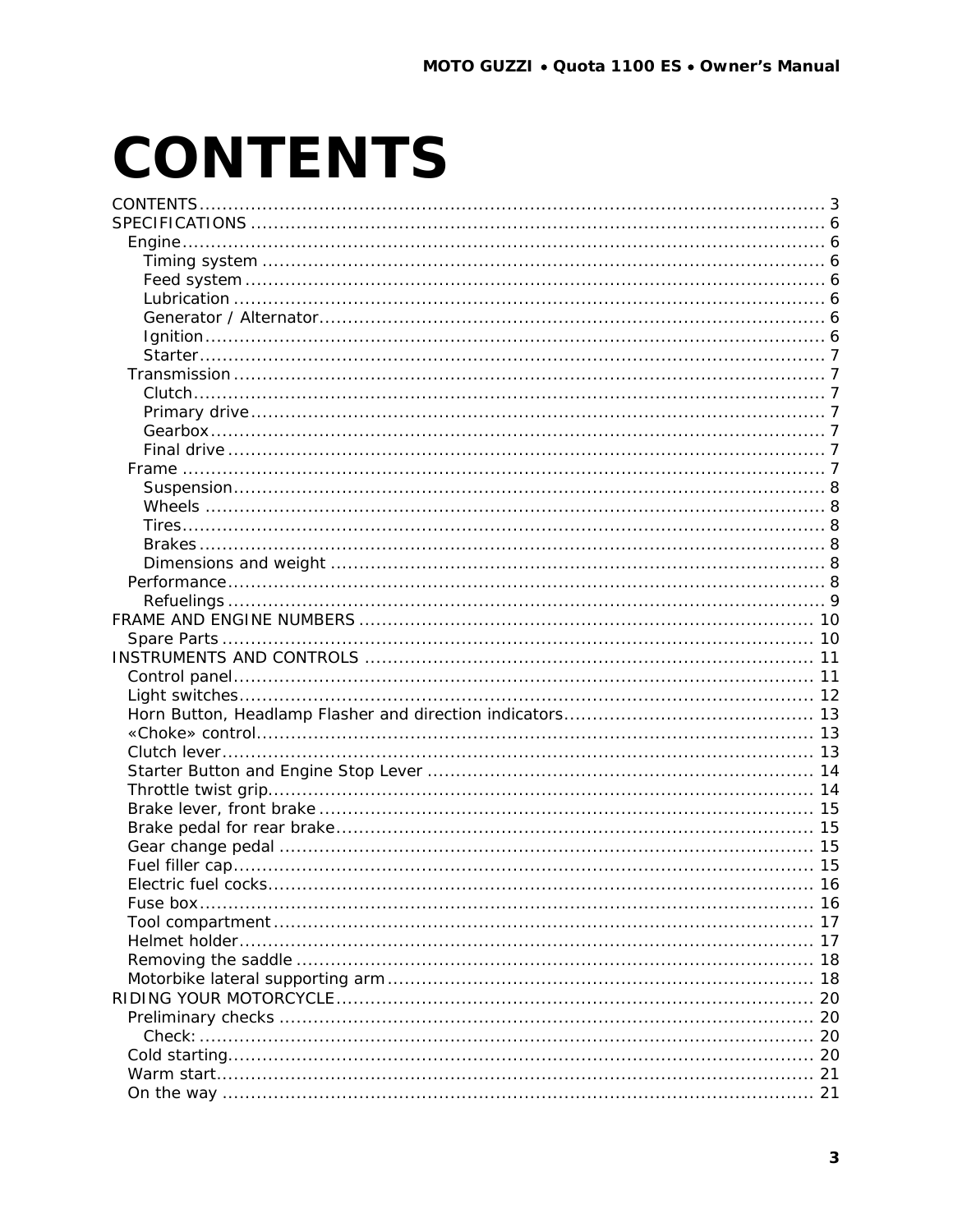# CONTENTS

CONTENTS ........................................................................................................ 3
SPECIFICATIONS ............................................................................................. 6
  Engine ........................................................................................................... 6
    Timing system ............................................................................................. 6
    Feed system ................................................................................................ 6
    Lubrication .................................................................................................. 6
    Generator / Alternator ................................................................................. 6
    Ignition ........................................................................................................ 6
    Starter .......................................................................................................... 7
  Transmission .................................................................................................. 7
    Clutch .......................................................................................................... 7
    Primary drive ............................................................................................... 7
    Gearbox ....................................................................................................... 7
    Final drive .................................................................................................... 7
  Frame ............................................................................................................. 7
    Suspension .................................................................................................. 8
    Wheels ......................................................................................................... 8
    Tires ............................................................................................................. 8
    Brakes .......................................................................................................... 8
    Dimensions and weight ............................................................................... 8
  Performance ................................................................................................... 8
    Refuelings .................................................................................................... 9
FRAME AND ENGINE NUMBERS ..................................................................... 10
  Spare Parts ................................................................................................... 10
INSTRUMENTS AND CONTROLS .................................................................... 11
  Control panel ................................................................................................ 11
  Light switches ............................................................................................... 12
  Horn Button, Headlamp Flasher and direction indicators ............................. 13
  «Choke» control ............................................................................................ 13
  Clutch lever ................................................................................................... 13
  Starter Button and Engine Stop Lever .......................................................... 14
  Throttle twist grip .......................................................................................... 14
  Brake lever, front brake ................................................................................ 15
  Brake pedal for rear brake ............................................................................ 15
  Gear change pedal ....................................................................................... 15
  Fuel filler cap ................................................................................................. 15
  Electric fuel cocks ......................................................................................... 16
  Fuse box ....................................................................................................... 16
  Tool compartment ......................................................................................... 17
  Helmet holder ................................................................................................ 17
  Removing the saddle .................................................................................... 18
  Motorbike lateral supporting arm .................................................................. 18
RIDING YOUR MOTORCYCLE ......................................................................... 20
  Preliminary checks ........................................................................................ 20
    Check: ......................................................................................................... 20
  Cold starting .................................................................................................. 20
  Warm start .................................................................................................... 21
  On the way .................................................................................................... 21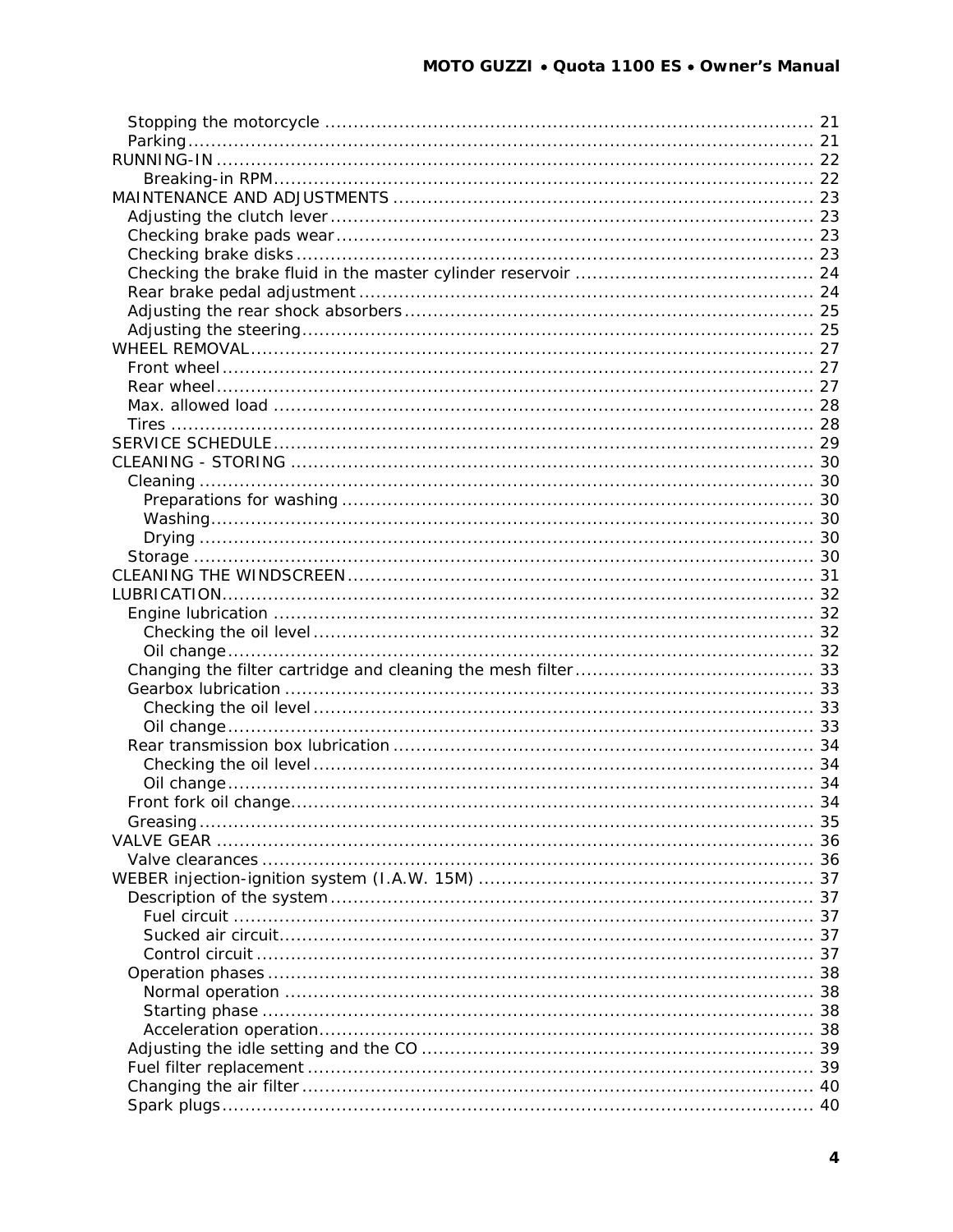- Stopping the motorcycle ........................................................................................ 21
- Parking ................................................................................................................ 21

RUNNING-IN ............................................................................................................ 22

- Breaking-in RPM ................................................................................................ 22

MAINTENANCE AND ADJUSTMENTS .......................................................................... 23

- Adjusting the clutch lever ..................................................................................... 23
- Checking brake pads wear .................................................................................... 23
- Checking brake disks ........................................................................................... 23
- Checking the brake fluid in the master cylinder reservoir ........................................... 24
- Rear brake pedal adjustment ................................................................................. 24
- Adjusting the rear shock absorbers ......................................................................... 25
- Adjusting the steering .......................................................................................... 25

WHEEL REMOVAL .................................................................................................... 27

- Front wheel ......................................................................................................... 27
- Rear wheel .......................................................................................................... 27
- Max. allowed load ................................................................................................ 28
- Tires .................................................................................................................. 28

SERVICE SCHEDULE ................................................................................................ 29

CLEANING - STORING .............................................................................................. 30

- Cleaning ............................................................................................................. 30
  - Preparations for washing .................................................................................. 30
  - Washing .......................................................................................................... 30
  - Drying ............................................................................................................ 30
- Storage .............................................................................................................. 30

CLEANING THE WINDSCREEN .................................................................................. 31

LUBRICATION .......................................................................................................... 32

- Engine lubrication ................................................................................................ 32
  - Checking the oil level ........................................................................................ 32
  - Oil change ....................................................................................................... 32
- Changing the filter cartridge and cleaning the mesh filter ........................................... 33
- Gearbox lubrication .............................................................................................. 33
  - Checking the oil level ........................................................................................ 33
  - Oil change ....................................................................................................... 33
- Rear transmission box lubrication .......................................................................... 34
  - Checking the oil level ........................................................................................ 34
  - Oil change ....................................................................................................... 34
- Front fork oil change ............................................................................................. 34
- Greasing ............................................................................................................. 35

VALVE GEAR ........................................................................................................... 36

- Valve clearances .................................................................................................. 36

WEBER injection-ignition system (I.A.W. 15M) ........................................................... 37

- Description of the system ..................................................................................... 37
  - Fuel circuit ...................................................................................................... 37
  - Sucked air circuit .............................................................................................. 37
  - Control circuit .................................................................................................. 37
- Operation phases ................................................................................................. 38
  - Normal operation .............................................................................................. 38
  - Starting phase .................................................................................................. 38
  - Acceleration operation ....................................................................................... 38
- Adjusting the idle setting and the CO ..................................................................... 39
- Fuel filter replacement .......................................................................................... 39
- Changing the air filter ........................................................................................... 40
- Spark plugs ......................................................................................................... 40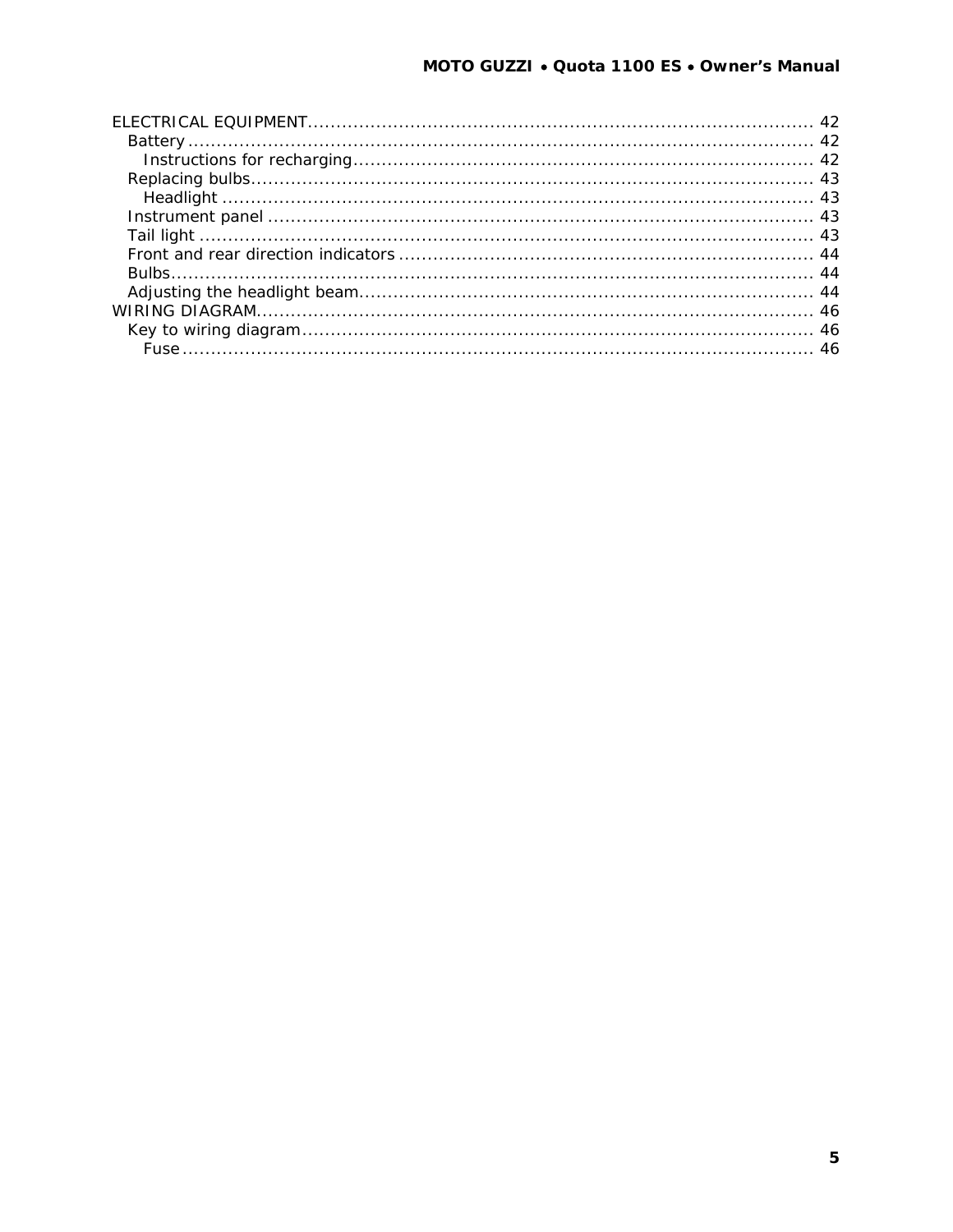ELECTRICAL EQUIPMENT........................................................................................ 42
- Battery ............................................................................................................ 42
  - Instructions for recharging................................................................................ 42
- Replacing bulbs.................................................................................................. 43
  - Headlight ....................................................................................................... 43
- Instrument panel ............................................................................................... 43
- Tail light ........................................................................................................... 43
- Front and rear direction indicators ........................................................................ 44
- Bulbs................................................................................................................ 44
- Adjusting the headlight beam............................................................................... 44

WIRING DIAGRAM................................................................................................. 46
- Key to wiring diagram.......................................................................................... 46
  - Fuse ............................................................................................................... 46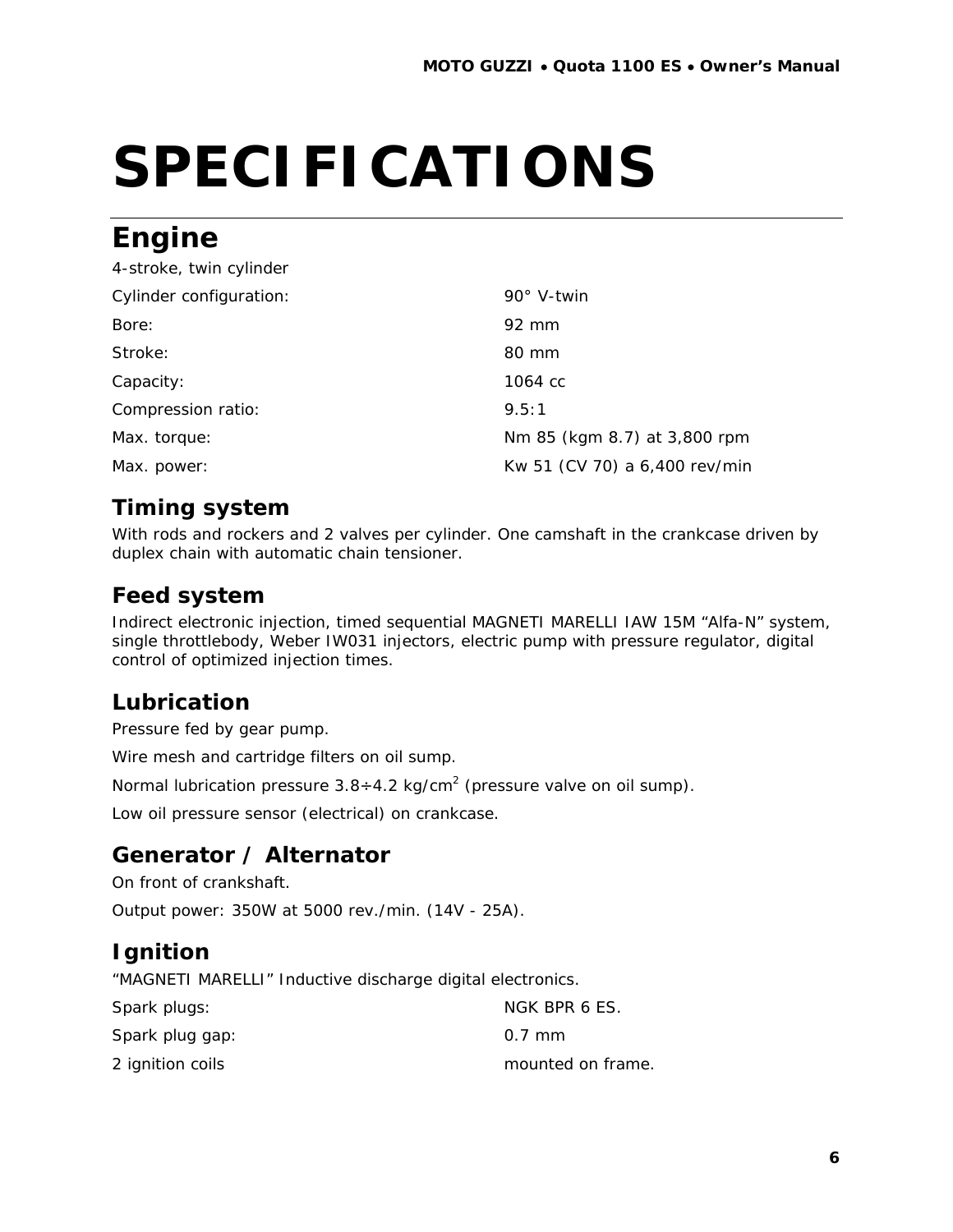# SPECIFICATIONS

## Engine

4-stroke, twin cylinder

| | |
|---|---|
| Cylinder configuration: | 90° V-twin |
| Bore: | 92 mm |
| Stroke: | 80 mm |
| Capacity: | 1064 cc |
| Compression ratio: | 9.5:1 |
| Max. torque: | Nm 85 (kgm 8.7) at 3,800 rpm |
| Max. power: | Kw 51 (CV 70) a 6,400 rev/min |

### Timing system

With rods and rockers and 2 valves per cylinder. One camshaft in the crankcase driven by duplex chain with automatic chain tensioner.

### Feed system

Indirect electronic injection, timed sequential MAGNETI MARELLI IAW 15M “Alfa-N” system, single throttlebody, Weber IW031 injectors, electric pump with pressure regulator, digital control of optimized injection times.

### Lubrication

Pressure fed by gear pump.

Wire mesh and cartridge filters on oil sump.

Normal lubrication pressure 3.8÷4.2 kg/cm$^2$ (pressure valve on oil sump).

Low oil pressure sensor (electrical) on crankcase.

### Generator / Alternator

On front of crankshaft.

Output power: 350W at 5000 rev./min. (14V - 25A).

### Ignition

“MAGNETI MARELLI” Inductive discharge digital electronics.

| | |
|---|---|
| Spark plugs: | NGK BPR 6 ES. |
| Spark plug gap: | 0.7 mm |
| 2 ignition coils | mounted on frame. |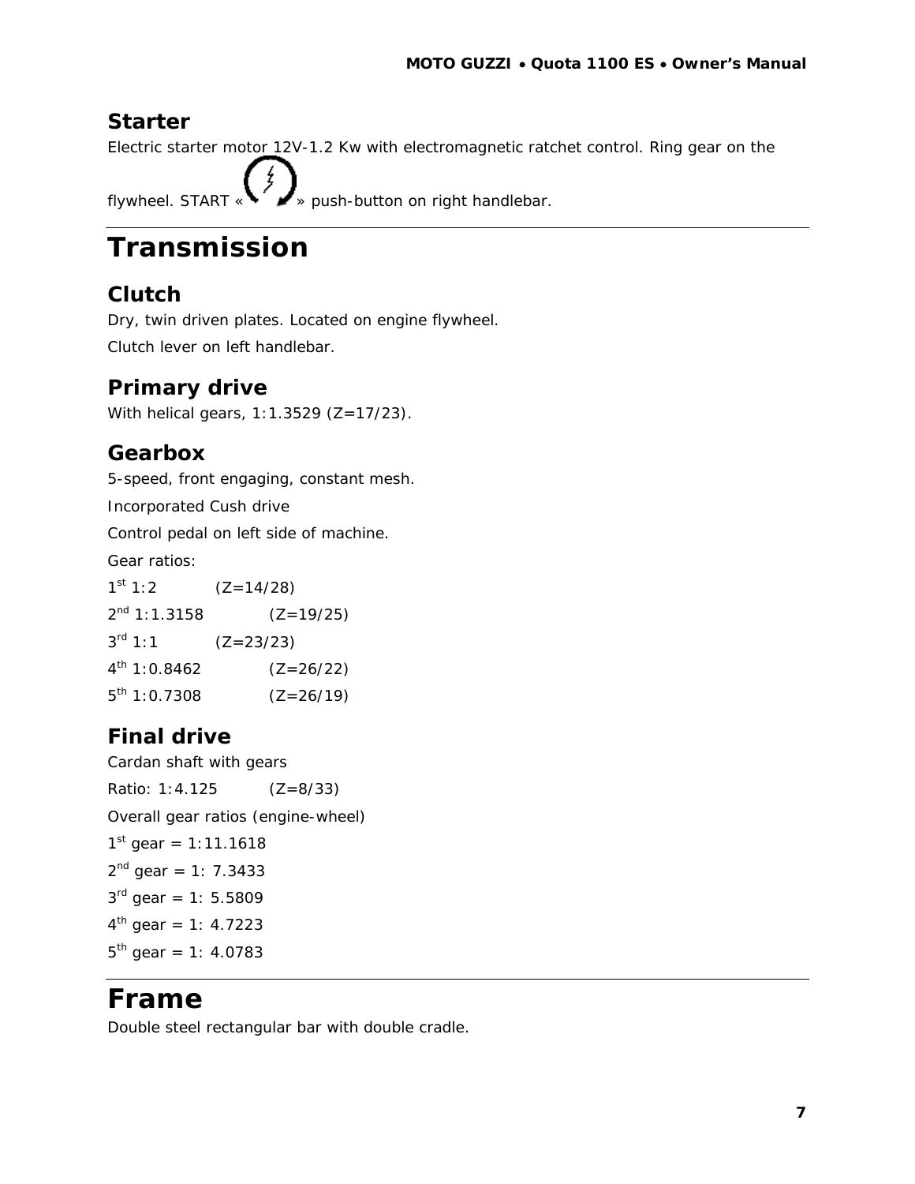## Starter

Electric starter motor 12V-1.2 Kw with electromagnetic ratchet control. Ring gear on the flywheel. START « » push-button on right handlebar.

# Transmission

## Clutch

Dry, twin driven plates. Located on engine flywheel.

Clutch lever on left handlebar.

## Primary drive

With helical gears, 1:1.3529 (Z=17/23).

## Gearbox

5-speed, front engaging, constant mesh.

Incorporated Cush drive

Control pedal on left side of machine.

Gear ratios:

1st 1:2 (Z=14/28)

2nd 1:1.3158 (Z=19/25)

3rd 1:1 (Z=23/23)

4th 1:0.8462 (Z=26/22)

5th 1:0.7308 (Z=26/19)

## Final drive

Cardan shaft with gears

Ratio: 1:4.125 (Z=8/33)

Overall gear ratios (engine-wheel)

1st gear = 1:11.1618

2nd gear = 1: 7.3433

3rd gear = 1: 5.5809

4th gear = 1: 4.7223

5th gear = 1: 4.0783

# Frame

Double steel rectangular bar with double cradle.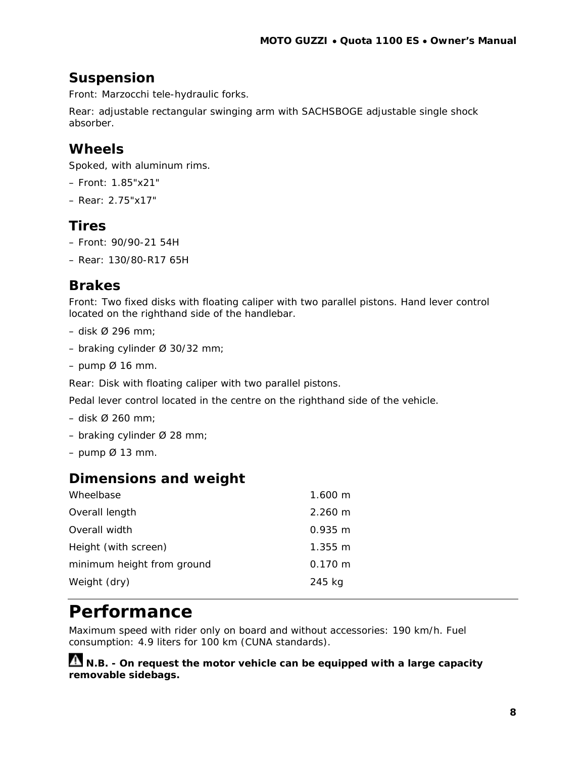## Suspension

Front: Marzocchi tele-hydraulic forks.

Rear: adjustable rectangular swinging arm with SACHSBOGE adjustable single shock absorber.

## Wheels

Spoked, with aluminum rims.

– Front: 1.85"x21"

– Rear: 2.75"x17"

## Tires

– Front: 90/90-21 54H

– Rear: 130/80-R17 65H

## Brakes

Front: Two fixed disks with floating caliper with two parallel pistons. Hand lever control located on the righthand side of the handlebar.

– disk Ø 296 mm;

– braking cylinder Ø 30/32 mm;

– pump Ø 16 mm.

Rear: Disk with floating caliper with two parallel pistons.

Pedal lever control located in the centre on the righthand side of the vehicle.

– disk Ø 260 mm;

– braking cylinder Ø 28 mm;

– pump Ø 13 mm.

## Dimensions and weight

| | |
|---|---|
| Wheelbase | 1.600 m |
| Overall length | 2.260 m |
| Overall width | 0.935 m |
| Height (with screen) | 1.355 m |
| minimum height from ground | 0.170 m |
| Weight (dry) | 245 kg |

# Performance

Maximum speed with rider only on board and without accessories: 190 km/h. Fuel consumption: 4.9 liters for 100 km (CUNA standards).

**N.B. - On request the motor vehicle can be equipped with a large capacity removable sidebags.**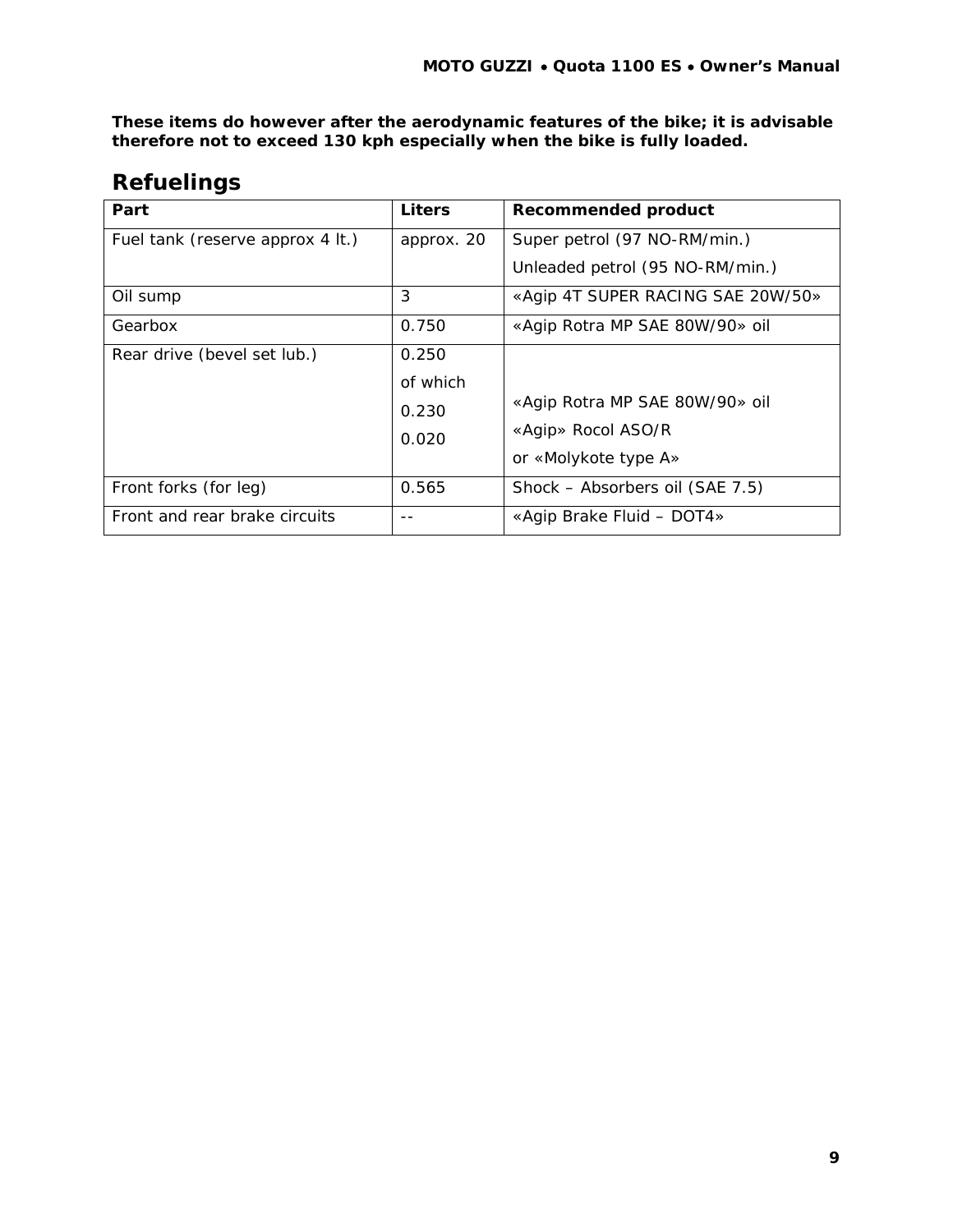**These items do however after the aerodynamic features of the bike; it is advisable therefore not to exceed 130 kph especially when the bike is fully loaded.**

## Refuelings

| Part | Liters | Recommended product |
|---|---|---|
| Fuel tank (reserve approx 4 lt.) | approx. 20 | Super petrol (97 NO-RM/min.)<br>Unleaded petrol (95 NO-RM/min.) |
| Oil sump | 3 | «Agip 4T SUPER RACING SAE 20W/50» |
| Gearbox | 0.750 | «Agip Rotra MP SAE 80W/90» oil |
| Rear drive (bevel set lub.) | 0.250<br>of which<br>0.230<br>0.020 | «Agip Rotra MP SAE 80W/90» oil<br>«Agip» Rocol ASO/R<br>or «Molykote type A» |
| Front forks (for leg) | 0.565 | Shock – Absorbers oil (SAE 7.5) |
| Front and rear brake circuits | -- | «Agip Brake Fluid – DOT4» |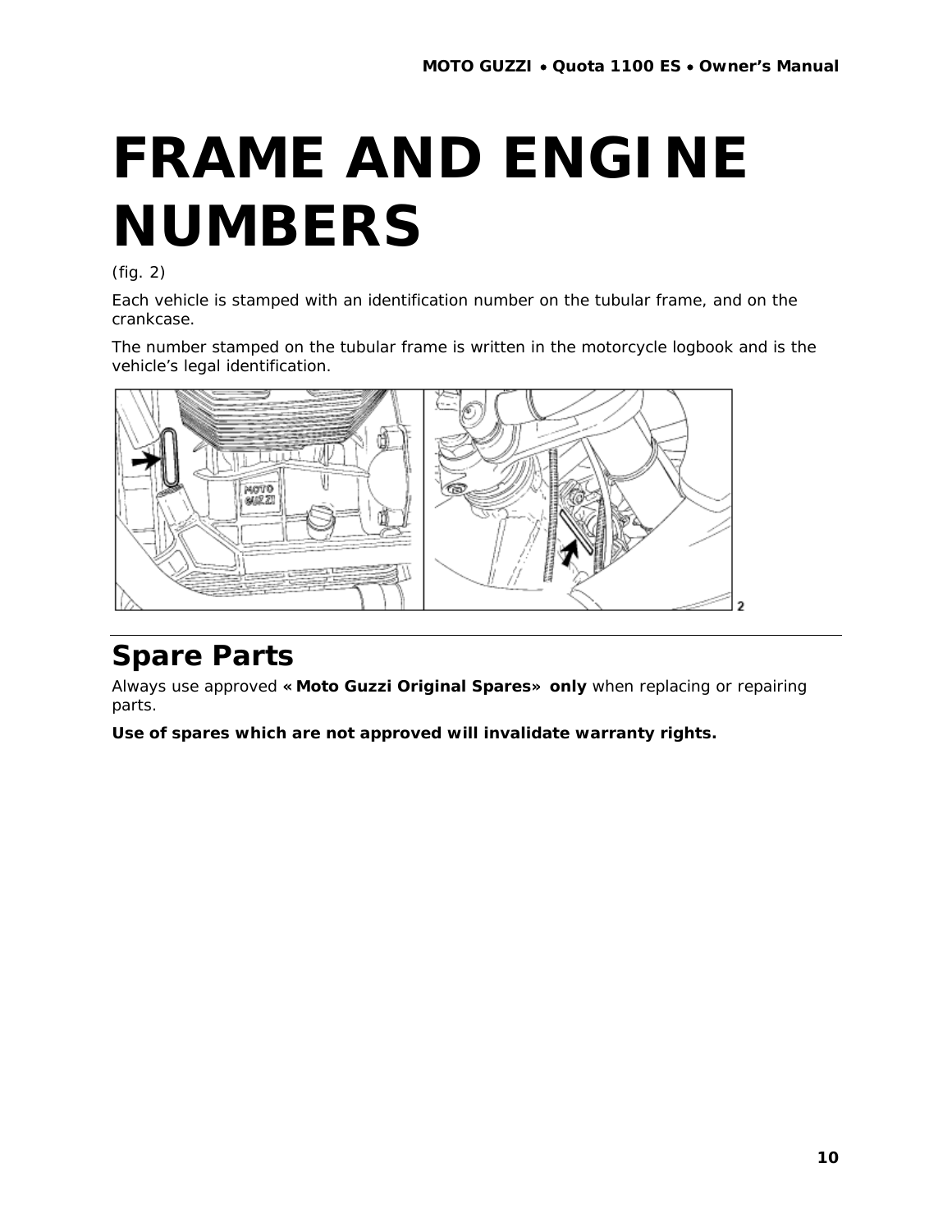# FRAME AND ENGINE NUMBERS

(fig. 2)

Each vehicle is stamped with an identification number on the tubular frame, and on the crankcase.

The number stamped on the tubular frame is written in the motorcycle logbook and is the vehicle's legal identification.

## Spare Parts

Always use approved **« Moto Guzzi Original Spares» only** when replacing or repairing parts.

**Use of spares which are not approved will invalidate warranty rights.**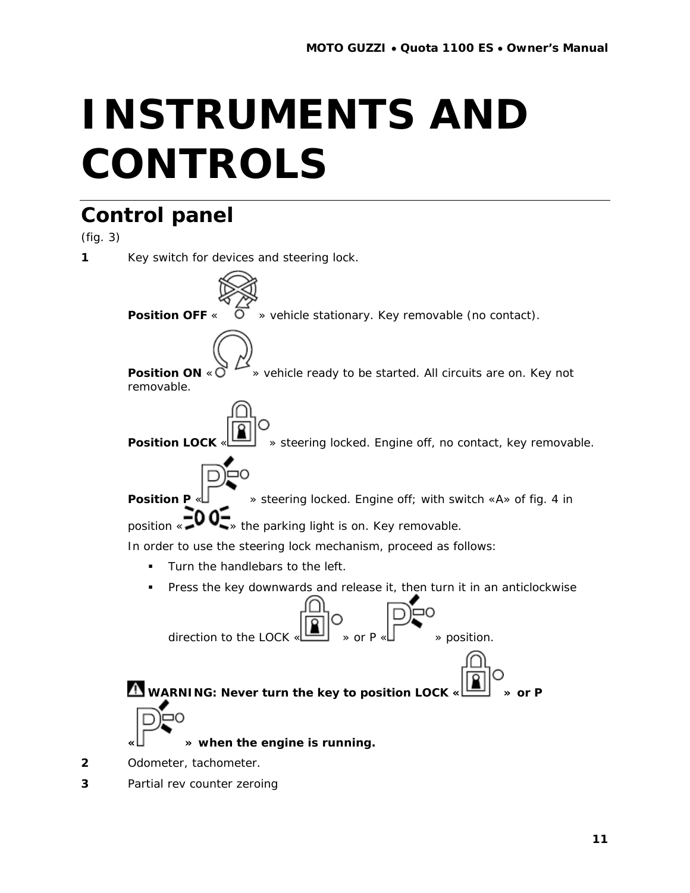# INSTRUMENTS AND CONTROLS

## Control panel

(fig. 3)

**1** Key switch for devices and steering lock.

**Position OFF** « » vehicle stationary. Key removable (no contact).

**Position ON** « » vehicle ready to be started. All circuits are on. Key not removable.

**Position LOCK** « » steering locked. Engine off, no contact, key removable.

**Position P** « » steering locked. Engine off; with switch «A» of fig. 4 in position « » the parking light is on. Key removable.

In order to use the steering lock mechanism, proceed as follows:

- Turn the handlebars to the left.
- Press the key downwards and release it, then turn it in an anticlockwise direction to the LOCK « » or P « » position.

**WARNING: Never turn the key to position LOCK « » or P « » when the engine is running.**

**2** Odometer, tachometer.

**3** Partial rev counter zeroing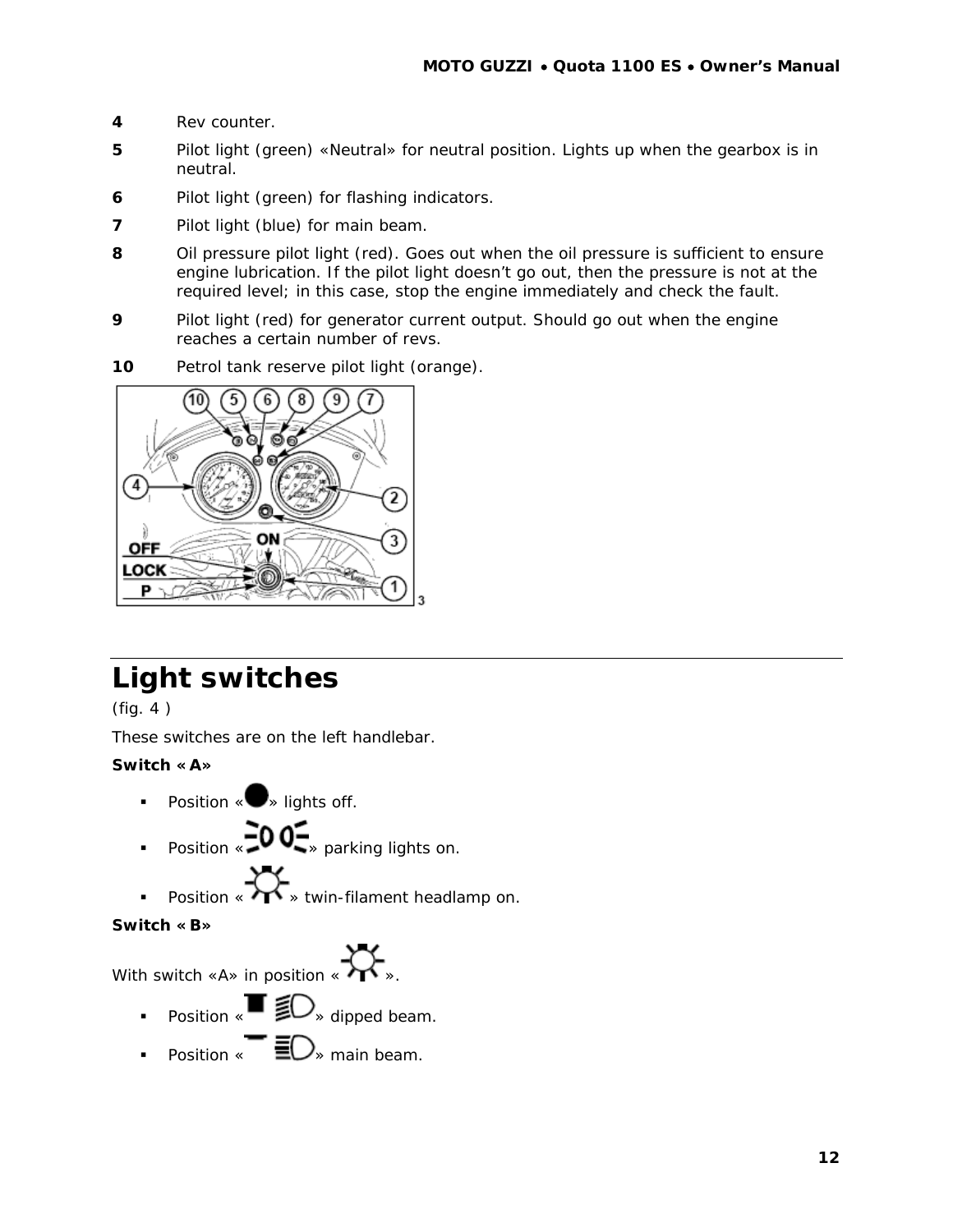**4** Rev counter.

**5** Pilot light (green) «Neutral» for neutral position. Lights up when the gearbox is in neutral.

**6** Pilot light (green) for flashing indicators.

**7** Pilot light (blue) for main beam.

**8** Oil pressure pilot light (red). Goes out when the oil pressure is sufficient to ensure engine lubrication. If the pilot light doesn't go out, then the pressure is not at the required level; in this case, stop the engine immediately and check the fault.

**9** Pilot light (red) for generator current output. Should go out when the engine reaches a certain number of revs.

**10** Petrol tank reserve pilot light (orange).

# Light switches

(fig. 4 )

These switches are on the left handlebar.

**Switch «A»**

- Position «●» lights off.
- Position « » parking lights on.
- Position « » twin-filament headlamp on.

**Switch «B»**

With switch «A» in position « ».

- Position « » dipped beam.
- Position « » main beam.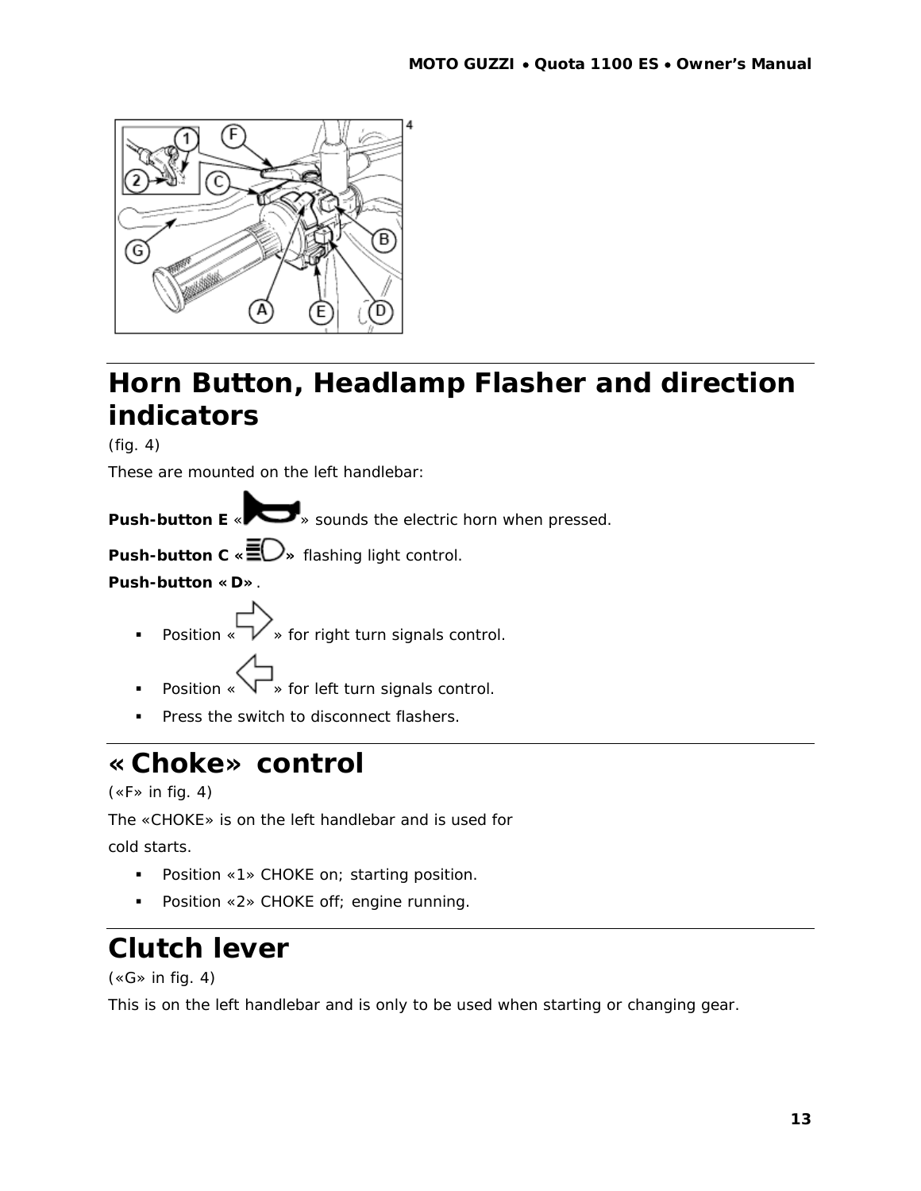## Horn Button, Headlamp Flasher and direction indicators

(fig. 4)

These are mounted on the left handlebar:

**Push-button E** «» sounds the electric horn when pressed.

**Push-button C** «» flashing light control.

**Push-button «D»**.

- Position «» for right turn signals control.
- Position «» for left turn signals control.
- Press the switch to disconnect flashers.

## «Choke» control

(«F» in fig. 4)

The «CHOKE» is on the left handlebar and is used for cold starts.

- Position «1» CHOKE on; starting position.
- Position «2» CHOKE off; engine running.

## Clutch lever

(«G» in fig. 4)

This is on the left handlebar and is only to be used when starting or changing gear.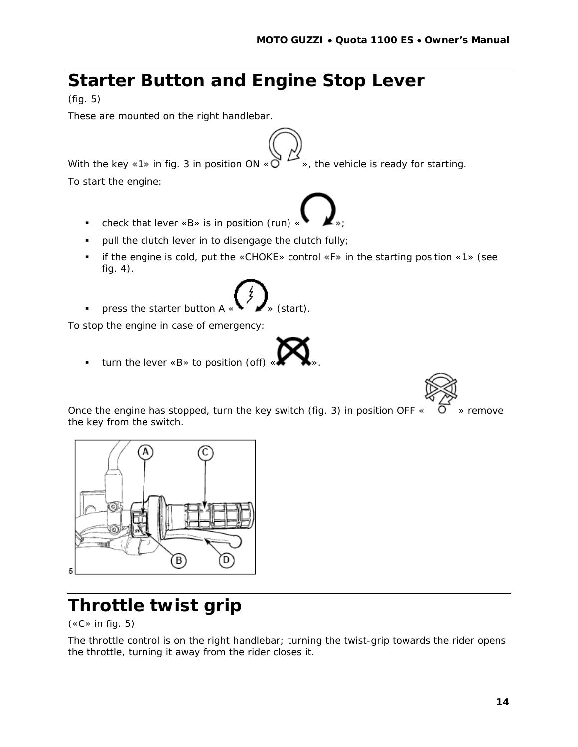# Starter Button and Engine Stop Lever

(fig. 5)

These are mounted on the right handlebar.

With the key «1» in fig. 3 in position ON « », the vehicle is ready for starting.

To start the engine:

- check that lever «B» is in position (run) « »;
- pull the clutch lever in to disengage the clutch fully;
- if the engine is cold, put the «CHOKE» control «F» in the starting position «1» (see fig. 4).
- press the starter button A « » (start).

To stop the engine in case of emergency:

- turn the lever «B» to position (off) « ».

Once the engine has stopped, turn the key switch (fig. 3) in position OFF « » remove the key from the switch.

5

# Throttle twist grip

(«C» in fig. 5)

The throttle control is on the right handlebar; turning the twist-grip towards the rider opens the throttle, turning it away from the rider closes it.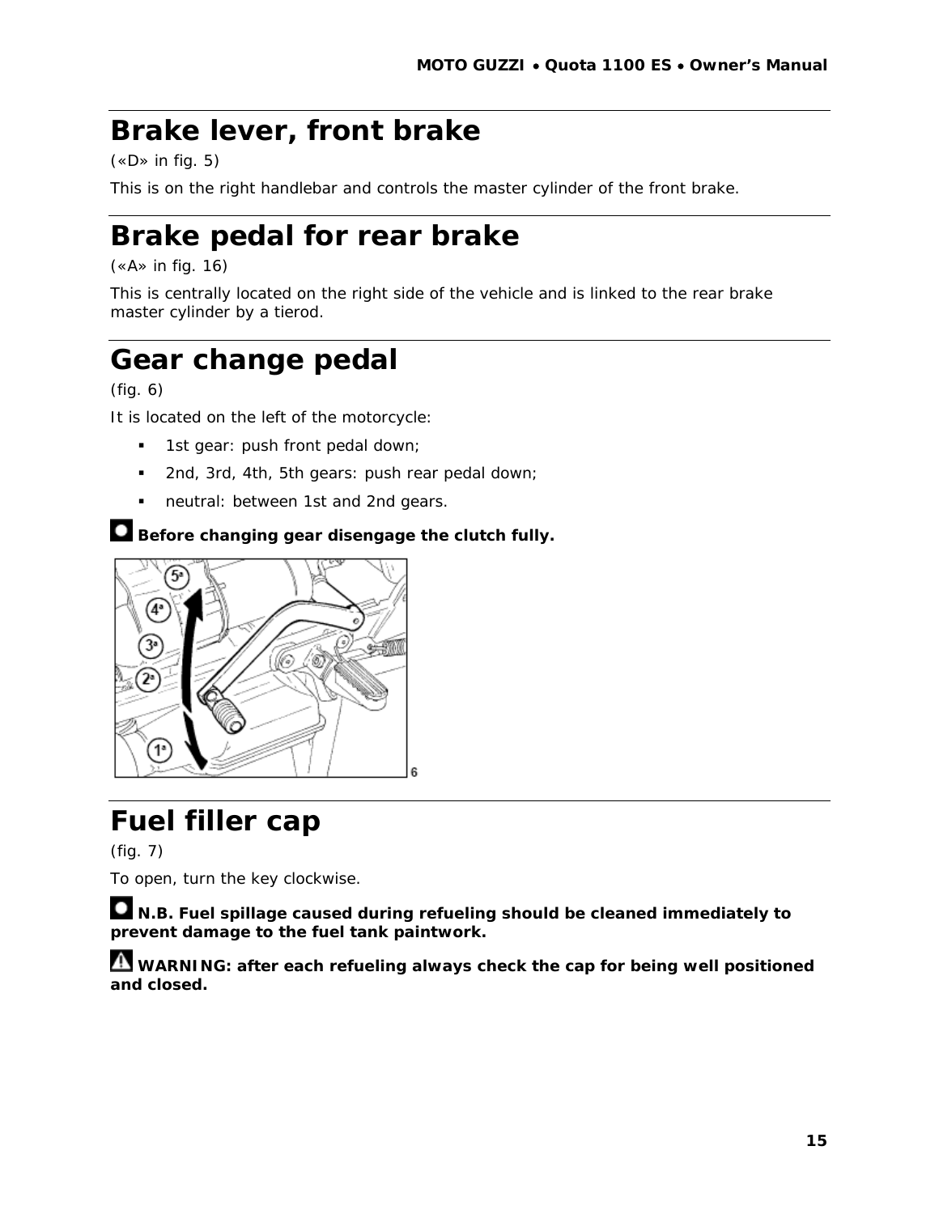# Brake lever, front brake

(«D» in fig. 5)

This is on the right handlebar and controls the master cylinder of the front brake.

# Brake pedal for rear brake

(«A» in fig. 16)

This is centrally located on the right side of the vehicle and is linked to the rear brake master cylinder by a tierod.

# Gear change pedal

(fig. 6)

It is located on the left of the motorcycle:

- 1st gear: push front pedal down;
- 2nd, 3rd, 4th, 5th gears: push rear pedal down;
- neutral: between 1st and 2nd gears.

**Before changing gear disengage the clutch fully.**

# Fuel filler cap

(fig. 7)

To open, turn the key clockwise.

**N.B. Fuel spillage caused during refueling should be cleaned immediately to prevent damage to the fuel tank paintwork.**

**WARNING: after each refueling always check the cap for being well positioned and closed.**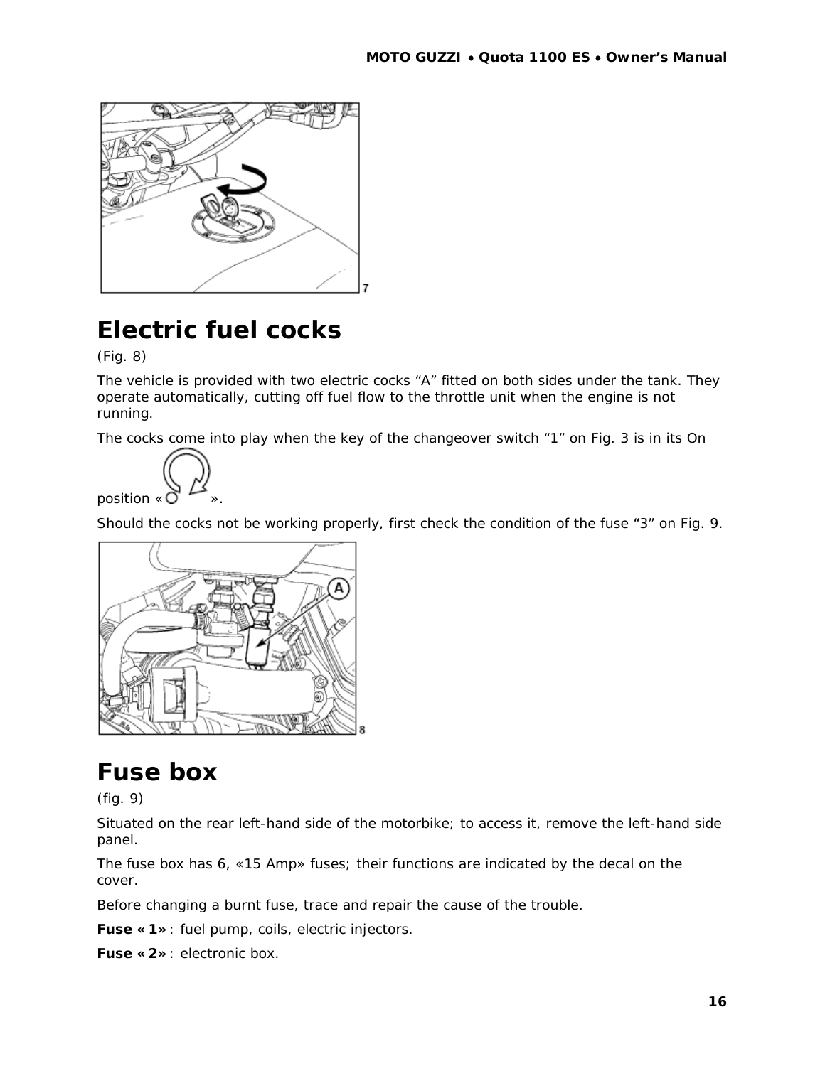# Electric fuel cocks

(Fig. 8)

The vehicle is provided with two electric cocks "A" fitted on both sides under the tank. They operate automatically, cutting off fuel flow to the throttle unit when the engine is not running.

The cocks come into play when the key of the changeover switch "1" on Fig. 3 is in its On position « ».

Should the cocks not be working properly, first check the condition of the fuse "3" on Fig. 9.

# Fuse box

(fig. 9)

Situated on the rear left-hand side of the motorbike; to access it, remove the left-hand side panel.

The fuse box has 6, «15 Amp» fuses; their functions are indicated by the decal on the cover.

Before changing a burnt fuse, trace and repair the cause of the trouble.

**Fuse «1»**: fuel pump, coils, electric injectors.

**Fuse «2»**: electronic box.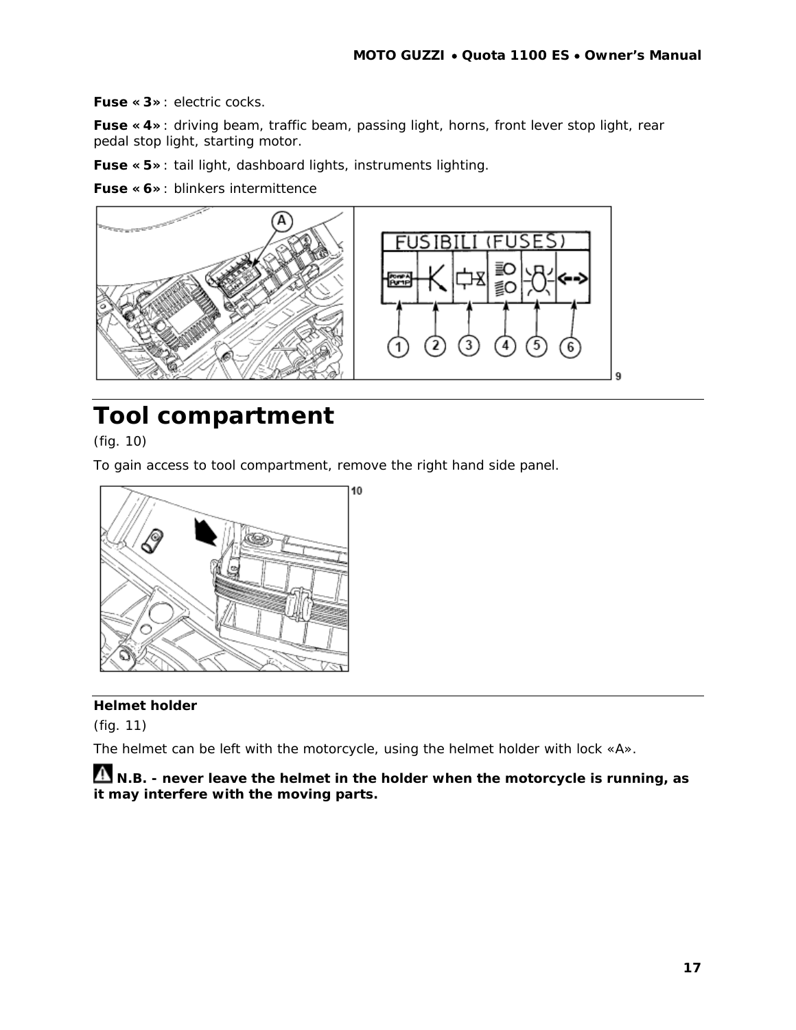**Fuse «3»**: electric cocks.

**Fuse «4»**: driving beam, traffic beam, passing light, horns, front lever stop light, rear pedal stop light, starting motor.

**Fuse «5»**: tail light, dashboard lights, instruments lighting.

**Fuse «6»**: blinkers intermittence

# Tool compartment

(fig. 10)

To gain access to tool compartment, remove the right hand side panel.

**Helmet holder**

(fig. 11)

The helmet can be left with the motorcycle, using the helmet holder with lock «A».

**N.B. - never leave the helmet in the holder when the motorcycle is running, as it may interfere with the moving parts.**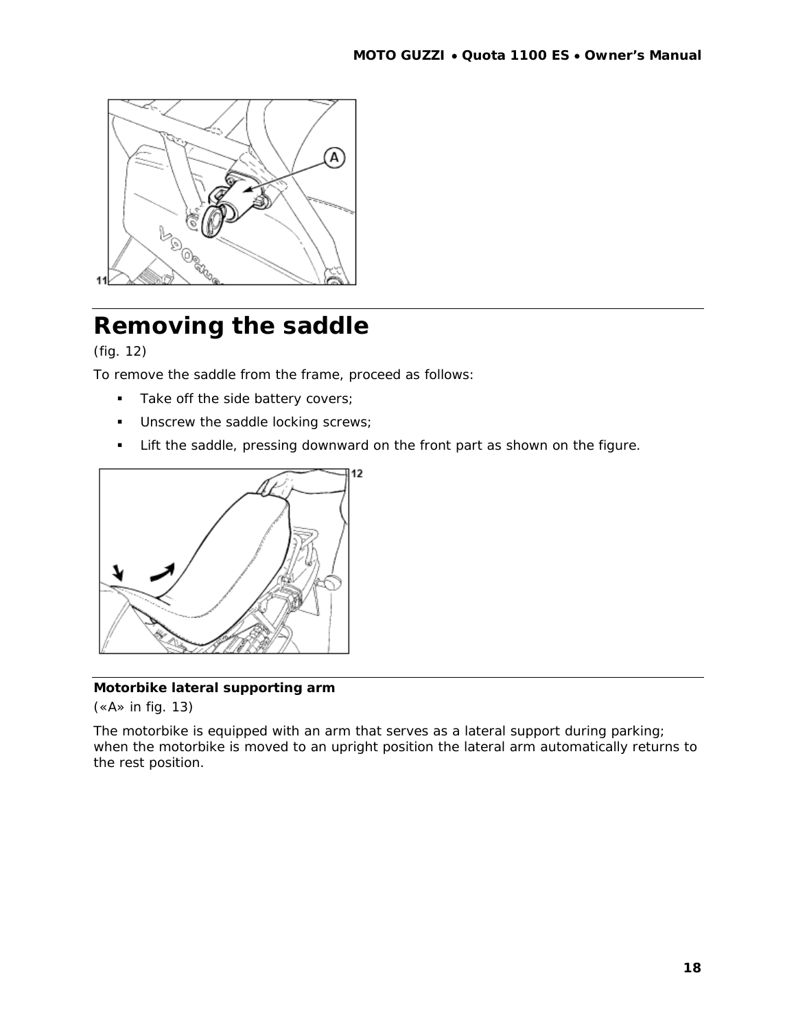# Removing the saddle

(fig. 12)

To remove the saddle from the frame, proceed as follows:

- Take off the side battery covers;
- Unscrew the saddle locking screws;
- Lift the saddle, pressing downward on the front part as shown on the figure.

**Motorbike lateral supporting arm**

(«A» in fig. 13)

The motorbike is equipped with an arm that serves as a lateral support during parking; when the motorbike is moved to an upright position the lateral arm automatically returns to the rest position.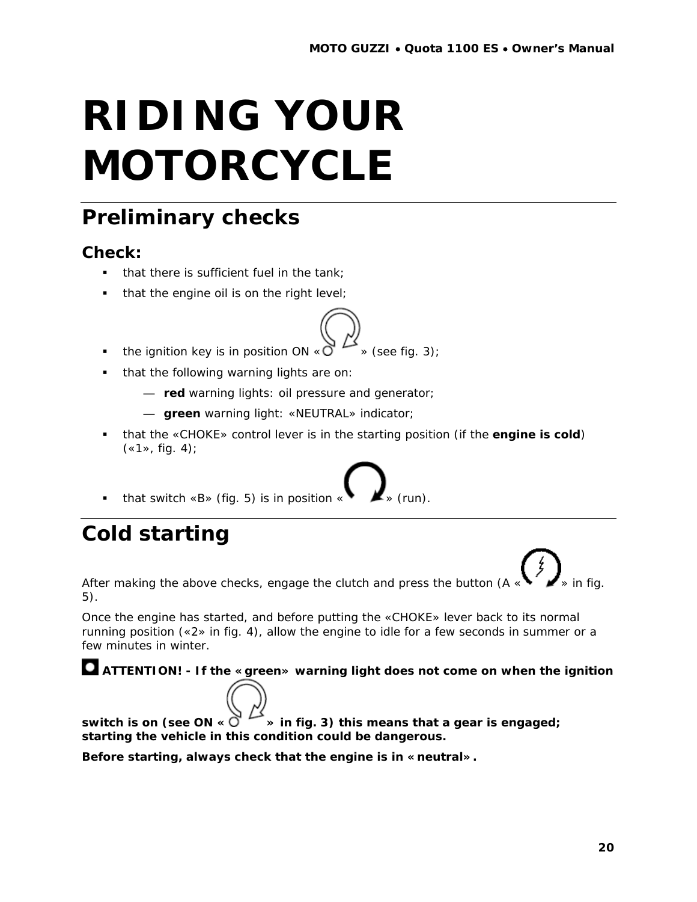// RIDING YOUR MOTORCYCLE

# RIDING YOUR MOTORCYCLE

## Preliminary checks

### Check:

- that there is sufficient fuel in the tank;
- that the engine oil is on the right level;
- the ignition key is in position ON « » (see fig. 3);
- that the following warning lights are on:
  - — **red** warning lights: oil pressure and generator;
  - — **green** warning light: «NEUTRAL» indicator;
- that the «CHOKE» control lever is in the starting position (if the **engine is cold**) («1», fig. 4);
- that switch «B» (fig. 5) is in position « » (run).

## Cold starting

After making the above checks, engage the clutch and press the button (A « » in fig. 5).

Once the engine has started, and before putting the «CHOKE» lever back to its normal running position («2» in fig. 4), allow the engine to idle for a few seconds in summer or a few minutes in winter.

**ATTENTION! - If the «green» warning light does not come on when the ignition switch is on (see ON « » in fig. 3) this means that a gear is engaged; starting the vehicle in this condition could be dangerous.**

**Before starting, always check that the engine is in «neutral».**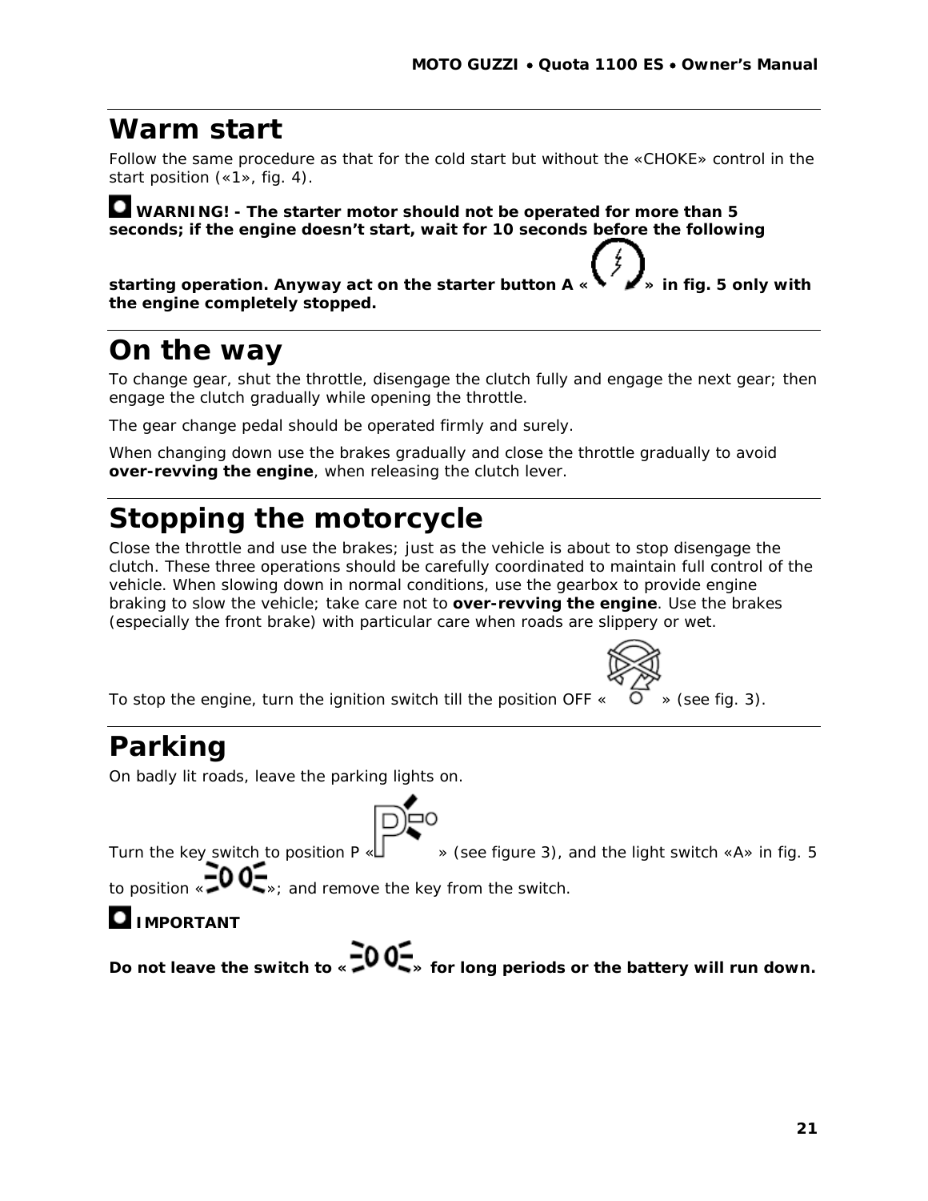# Warm start

Follow the same procedure as that for the cold start but without the «CHOKE» control in the start position («1», fig. 4).

**WARNING! - The starter motor should not be operated for more than 5 seconds; if the engine doesn't start, wait for 10 seconds before the following starting operation. Anyway act on the starter button A « » in fig. 5 only with the engine completely stopped.**

# On the way

To change gear, shut the throttle, disengage the clutch fully and engage the next gear; then engage the clutch gradually while opening the throttle.

The gear change pedal should be operated firmly and surely.

When changing down use the brakes gradually and close the throttle gradually to avoid **over-revving the engine**, when releasing the clutch lever.

# Stopping the motorcycle

Close the throttle and use the brakes; just as the vehicle is about to stop disengage the clutch. These three operations should be carefully coordinated to maintain full control of the vehicle. When slowing down in normal conditions, use the gearbox to provide engine braking to slow the vehicle; take care not to **over-revving the engine**. Use the brakes (especially the front brake) with particular care when roads are slippery or wet.

To stop the engine, turn the ignition switch till the position OFF « » (see fig. 3).

# Parking

On badly lit roads, leave the parking lights on.

Turn the key switch to position P « » (see figure 3), and the light switch «A» in fig. 5 to position « »; and remove the key from the switch.

**IMPORTANT**

**Do not leave the switch to « » for long periods or the battery will run down.**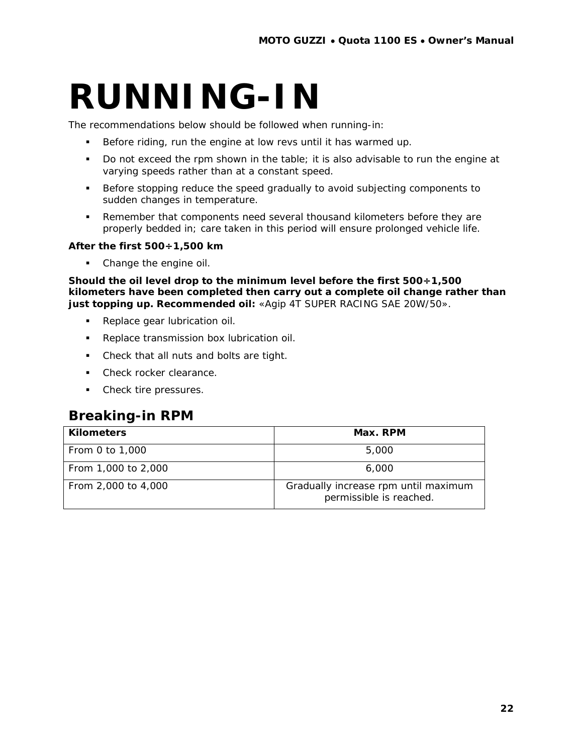# RUNNING-IN

The recommendations below should be followed when running-in:

- Before riding, run the engine at low revs until it has warmed up.
- Do not exceed the rpm shown in the table; it is also advisable to run the engine at varying speeds rather than at a constant speed.
- Before stopping reduce the speed gradually to avoid subjecting components to sudden changes in temperature.
- Remember that components need several thousand kilometers before they are properly bedded in; care taken in this period will ensure prolonged vehicle life.

**After the first 500÷1,500 km**

- Change the engine oil.

**Should the oil level drop to the minimum level before the first 500÷1,500 kilometers have been completed then carry out a complete oil change rather than just topping up. Recommended oil:** «Agip 4T SUPER RACING SAE 20W/50».

- Replace gear lubrication oil.
- Replace transmission box lubrication oil.
- Check that all nuts and bolts are tight.
- Check rocker clearance.
- Check tire pressures.

## Breaking-in RPM

| Kilometers | Max. RPM |
|---|---|
| From 0 to 1,000 | 5,000 |
| From 1,000 to 2,000 | 6,000 |
| From 2,000 to 4,000 | Gradually increase rpm until maximum permissible is reached. |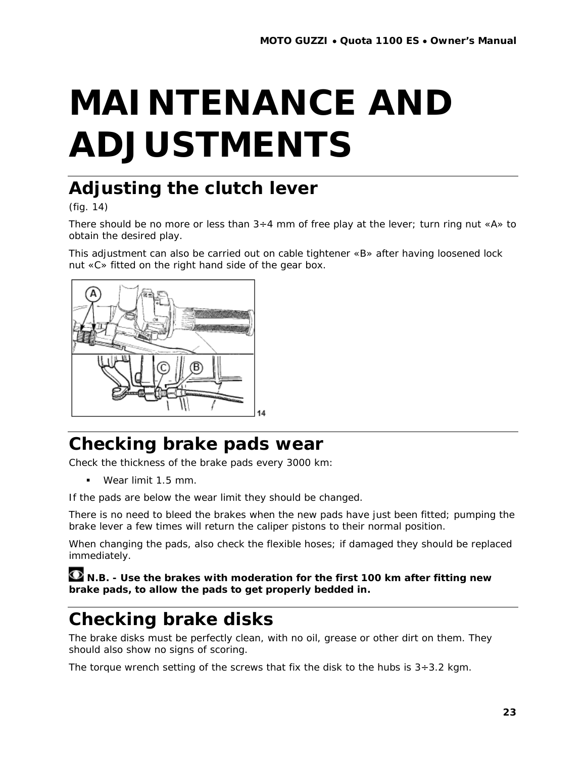# MAINTENANCE AND ADJUSTMENTS

## Adjusting the clutch lever

(fig. 14)

There should be no more or less than 3÷4 mm of free play at the lever; turn ring nut «A» to obtain the desired play.

This adjustment can also be carried out on cable tightener «B» after having loosened lock nut «C» fitted on the right hand side of the gear box.

14

## Checking brake pads wear

Check the thickness of the brake pads every 3000 km:

- Wear limit 1.5 mm.

If the pads are below the wear limit they should be changed.

There is no need to bleed the brakes when the new pads have just been fitted; pumping the brake lever a few times will return the caliper pistons to their normal position.

When changing the pads, also check the flexible hoses; if damaged they should be replaced immediately.

**N.B. - Use the brakes with moderation for the first 100 km after fitting new brake pads, to allow the pads to get properly bedded in.**

## Checking brake disks

The brake disks must be perfectly clean, with no oil, grease or other dirt on them. They should also show no signs of scoring.

The torque wrench setting of the screws that fix the disk to the hubs is 3÷3.2 kgm.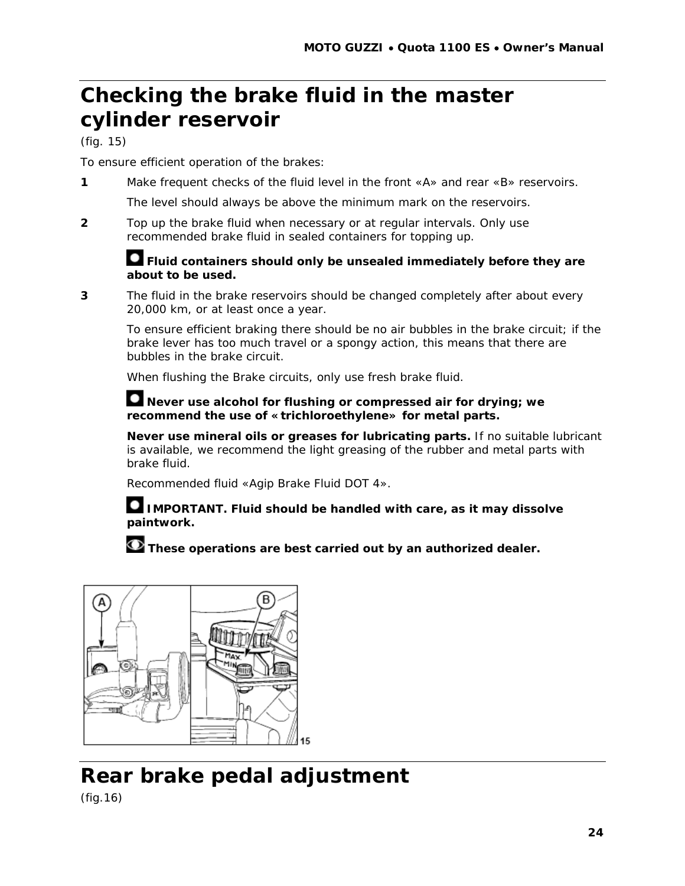# Checking the brake fluid in the master cylinder reservoir

(fig. 15)

To ensure efficient operation of the brakes:

**1** Make frequent checks of the fluid level in the front «A» and rear «B» reservoirs.

The level should always be above the minimum mark on the reservoirs.

**2** Top up the brake fluid when necessary or at regular intervals. Only use recommended brake fluid in sealed containers for topping up.

**Fluid containers should only be unsealed immediately before they are about to be used.**

**3** The fluid in the brake reservoirs should be changed completely after about every 20,000 km, or at least once a year.

To ensure efficient braking there should be no air bubbles in the brake circuit; if the brake lever has too much travel or a spongy action, this means that there are bubbles in the brake circuit.

When flushing the Brake circuits, only use fresh brake fluid.

**Never use alcohol for flushing or compressed air for drying; we recommend the use of «trichloroethylene» for metal parts.**

**Never use mineral oils or greases for lubricating parts.** If no suitable lubricant is available, we recommend the light greasing of the rubber and metal parts with brake fluid.

Recommended fluid «Agip Brake Fluid DOT 4».

**IMPORTANT. Fluid should be handled with care, as it may dissolve paintwork.**

**These operations are best carried out by an authorized dealer.**

# Rear brake pedal adjustment

(fig.16)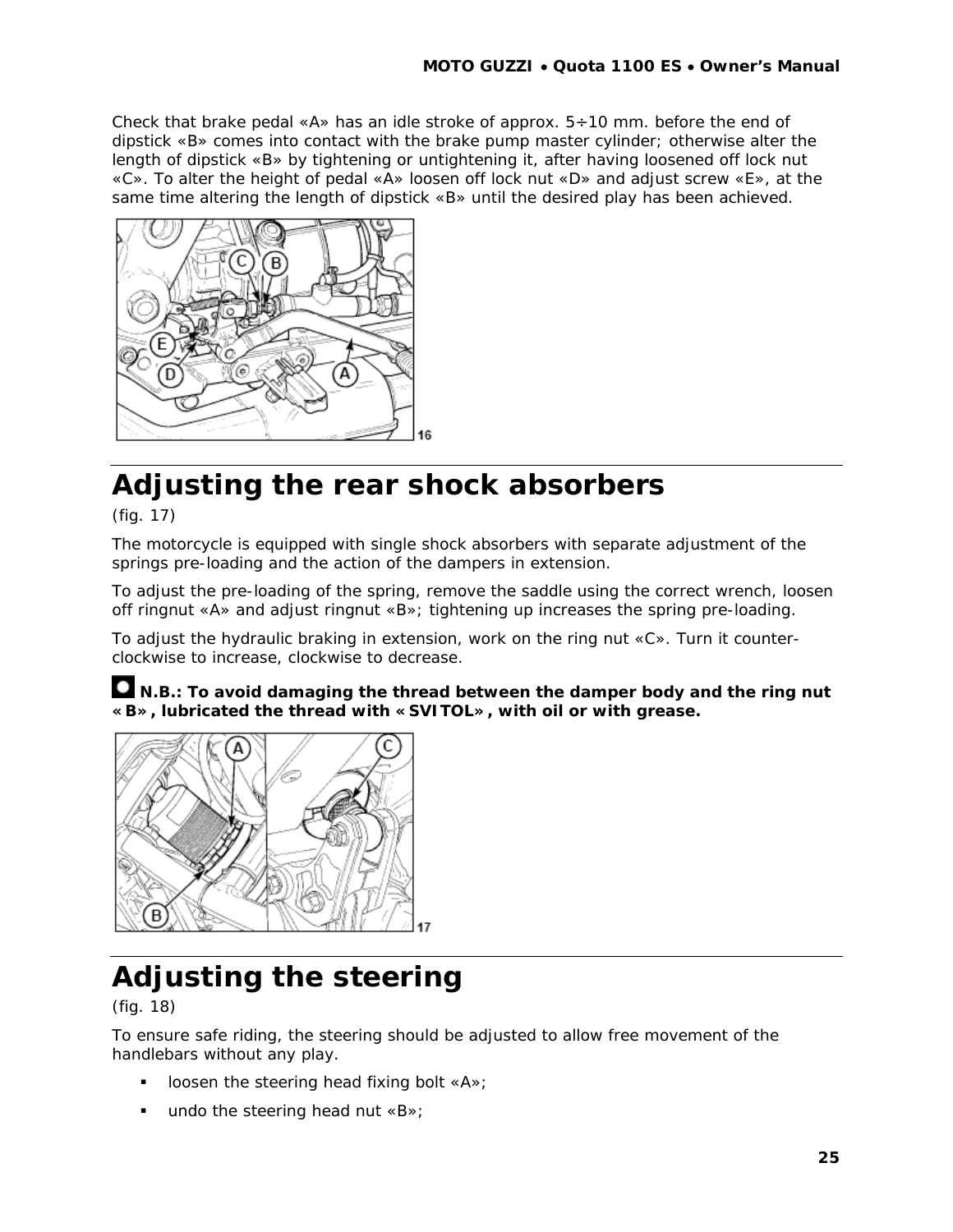Check that brake pedal «A» has an idle stroke of approx. 5÷10 mm. before the end of dipstick «B» comes into contact with the brake pump master cylinder; otherwise alter the length of dipstick «B» by tightening or untightening it, after having loosened off lock nut «C». To alter the height of pedal «A» loosen off lock nut «D» and adjust screw «E», at the same time altering the length of dipstick «B» until the desired play has been achieved.

# Adjusting the rear shock absorbers

(fig. 17)

The motorcycle is equipped with single shock absorbers with separate adjustment of the springs pre-loading and the action of the dampers in extension.

To adjust the pre-loading of the spring, remove the saddle using the correct wrench, loosen off ringnut «A» and adjust ringnut «B»; tightening up increases the spring pre-loading.

To adjust the hydraulic braking in extension, work on the ring nut «C». Turn it counter-clockwise to increase, clockwise to decrease.

**N.B.: To avoid damaging the thread between the damper body and the ring nut «B», lubricated the thread with «SVITOL», with oil or with grease.**

# Adjusting the steering

(fig. 18)

To ensure safe riding, the steering should be adjusted to allow free movement of the handlebars without any play.

- loosen the steering head fixing bolt «A»;
- undo the steering head nut «B»;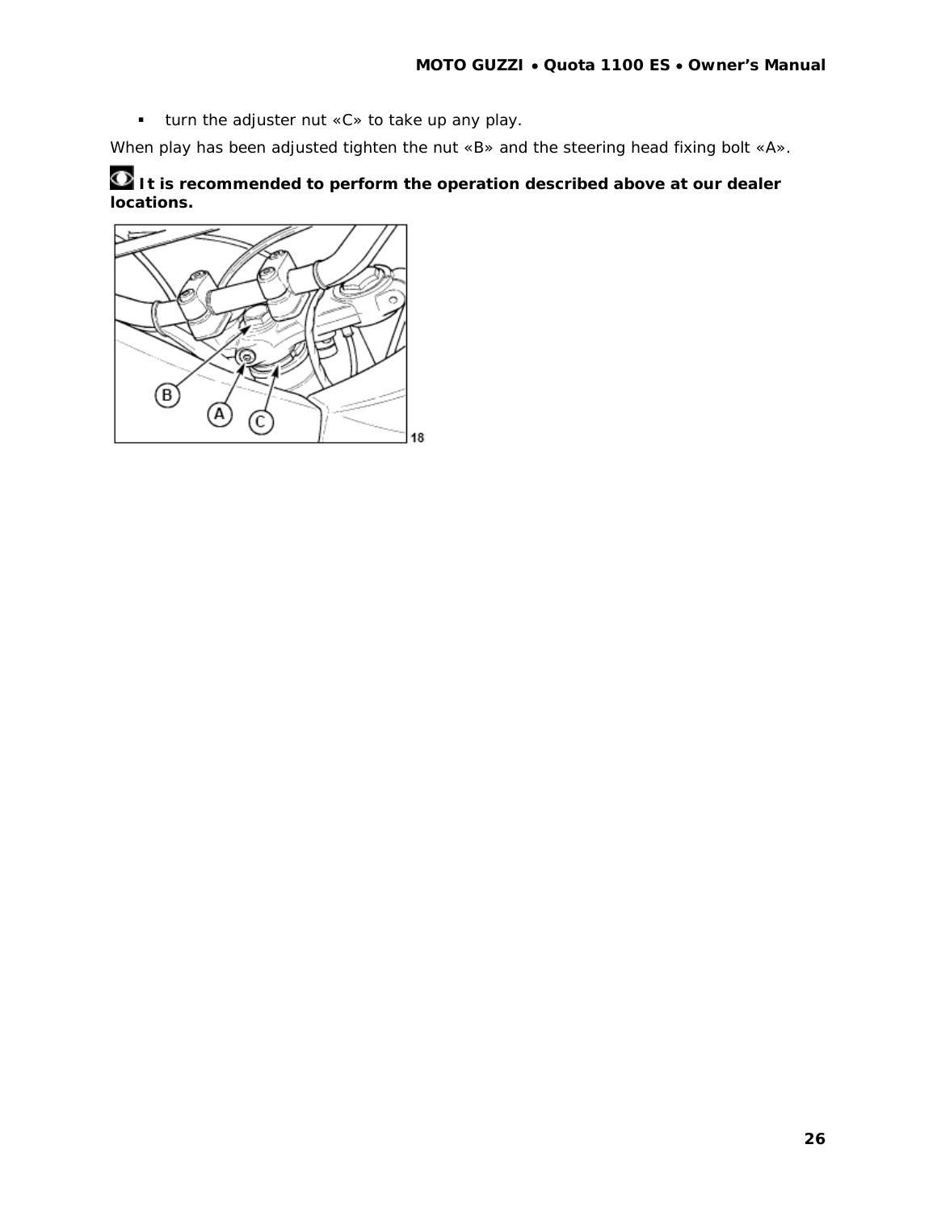- turn the adjuster nut «C» to take up any play.

When play has been adjusted tighten the nut «B» and the steering head fixing bolt «A».

**It is recommended to perform the operation described above at our dealer locations.**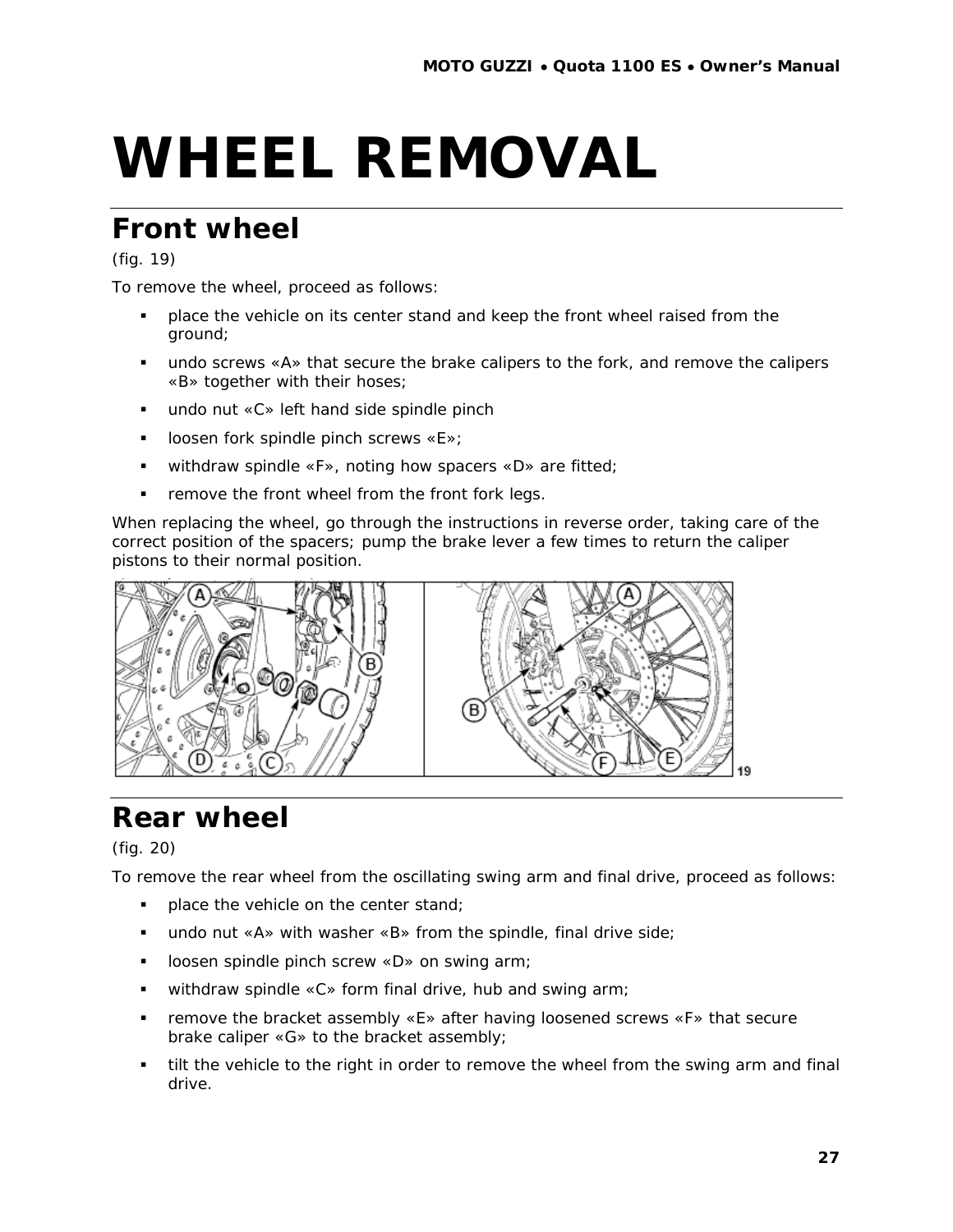# WHEEL REMOVAL

## Front wheel

(fig. 19)

To remove the wheel, proceed as follows:

- place the vehicle on its center stand and keep the front wheel raised from the ground;
- undo screws «A» that secure the brake calipers to the fork, and remove the calipers «B» together with their hoses;
- undo nut «C» left hand side spindle pinch
- loosen fork spindle pinch screws «E»;
- withdraw spindle «F», noting how spacers «D» are fitted;
- remove the front wheel from the front fork legs.

When replacing the wheel, go through the instructions in reverse order, taking care of the correct position of the spacers; pump the brake lever a few times to return the caliper pistons to their normal position.

19

## Rear wheel

(fig. 20)

To remove the rear wheel from the oscillating swing arm and final drive, proceed as follows:

- place the vehicle on the center stand;
- undo nut «A» with washer «B» from the spindle, final drive side;
- loosen spindle pinch screw «D» on swing arm;
- withdraw spindle «C» form final drive, hub and swing arm;
- remove the bracket assembly «E» after having loosened screws «F» that secure brake caliper «G» to the bracket assembly;
- tilt the vehicle to the right in order to remove the wheel from the swing arm and final drive.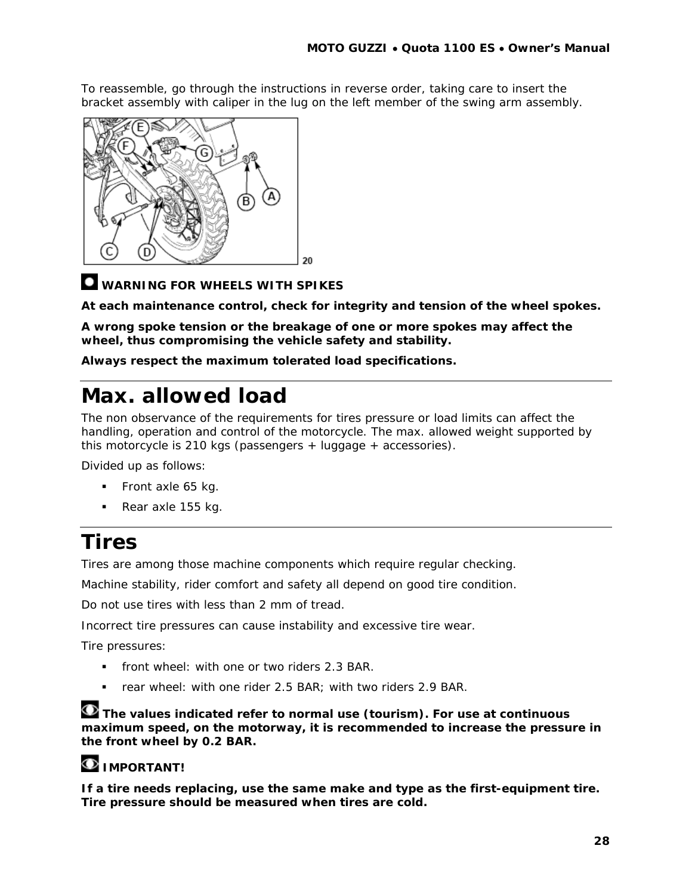To reassemble, go through the instructions in reverse order, taking care to insert the bracket assembly with caliper in the lug on the left member of the swing arm assembly.

**WARNING FOR WHEELS WITH SPIKES**

**At each maintenance control, check for integrity and tension of the wheel spokes.**

**A wrong spoke tension or the breakage of one or more spokes may affect the wheel, thus compromising the vehicle safety and stability.**

**Always respect the maximum tolerated load specifications.**

# Max. allowed load

The non observance of the requirements for tires pressure or load limits can affect the handling, operation and control of the motorcycle. The max. allowed weight supported by this motorcycle is 210 kgs (passengers + luggage + accessories).

Divided up as follows:

- Front axle 65 kg.
- Rear axle 155 kg.

# Tires

Tires are among those machine components which require regular checking.

Machine stability, rider comfort and safety all depend on good tire condition.

Do not use tires with less than 2 mm of tread.

Incorrect tire pressures can cause instability and excessive tire wear.

Tire pressures:

- front wheel: with one or two riders 2.3 BAR.
- rear wheel: with one rider 2.5 BAR; with two riders 2.9 BAR.

**The values indicated refer to normal use (tourism). For use at continuous maximum speed, on the motorway, it is recommended to increase the pressure in the front wheel by 0.2 BAR.**

**IMPORTANT!**

**If a tire needs replacing, use the same make and type as the first-equipment tire. Tire pressure should be measured when tires are cold.**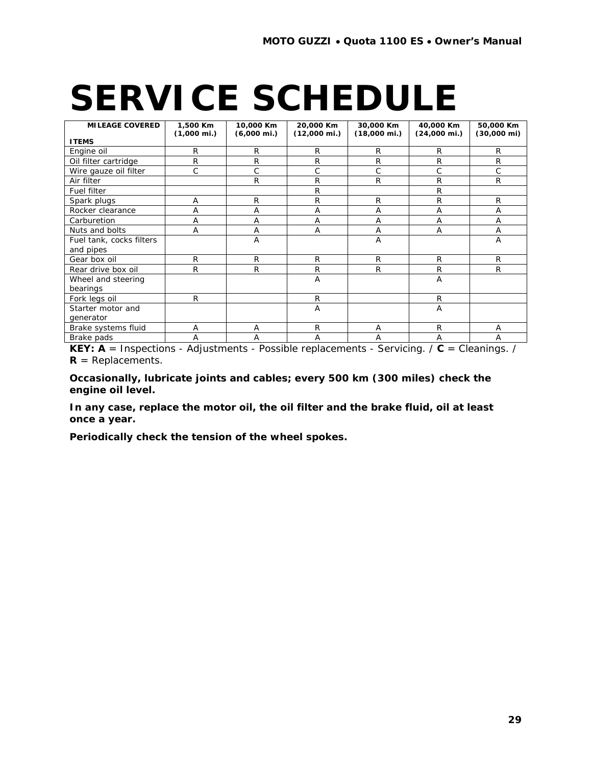# SERVICE SCHEDULE

| MILEAGE COVERED<br><br>ITEMS | 1,500 Km (1,000 mi.) | 10,000 Km (6,000 mi.) | 20,000 Km (12,000 mi.) | 30,000 Km (18,000 mi.) | 40,000 Km (24,000 mi.) | 50,000 Km (30,000 mi) |
|---|---|---|---|---|---|---|
| Engine oil | R | R | R | R | R | R |
| Oil filter cartridge | R | R | R | R | R | R |
| Wire gauze oil filter | C | C | C | C | C | C |
| Air filter | | R | R | R | R | R |
| Fuel filter | | | R | | R | |
| Spark plugs | A | R | R | R | R | R |
| Rocker clearance | A | A | A | A | A | A |
| Carburetion | A | A | A | A | A | A |
| Nuts and bolts | A | A | A | A | A | A |
| Fuel tank, cocks filters and pipes | | A | | A | | A |
| Gear box oil | R | R | R | R | R | R |
| Rear drive box oil | R | R | R | R | R | R |
| Wheel and steering bearings | | | A | | A | |
| Fork legs oil | R | | R | | R | |
| Starter motor and generator | | | A | | A | |
| Brake systems fluid | A | A | R | A | R | A |
| Brake pads | A | A | A | A | A | A |

**KEY: A** = Inspections - Adjustments - Possible replacements - Servicing. / **C** = Cleanings. / **R** = Replacements.

**Occasionally, lubricate joints and cables; every 500 km (300 miles) check the engine oil level.**

**In any case, replace the motor oil, the oil filter and the brake fluid, oil at least once a year.**

**Periodically check the tension of the wheel spokes.**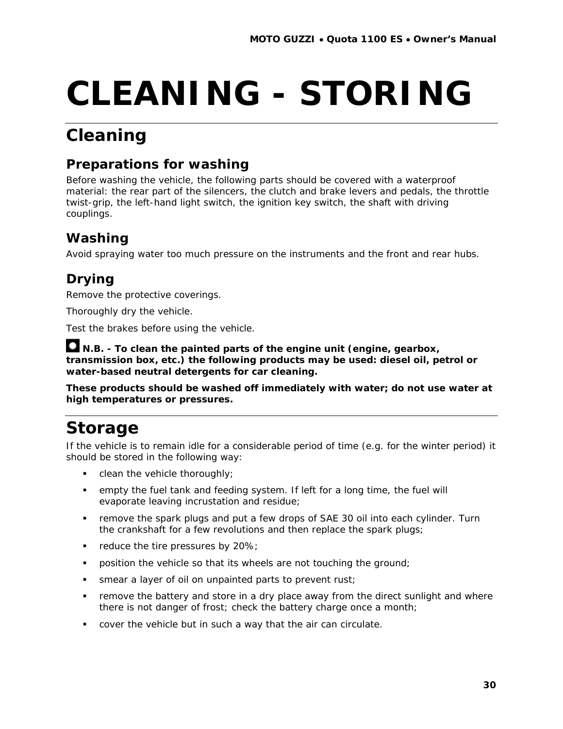# CLEANING - STORING

## Cleaning

### Preparations for washing

Before washing the vehicle, the following parts should be covered with a waterproof material: the rear part of the silencers, the clutch and brake levers and pedals, the throttle twist-grip, the left-hand light switch, the ignition key switch, the shaft with driving couplings.

### Washing

Avoid spraying water too much pressure on the instruments and the front and rear hubs.

### Drying

Remove the protective coverings.

Thoroughly dry the vehicle.

Test the brakes before using the vehicle.

**N.B. - To clean the painted parts of the engine unit (engine, gearbox, transmission box, etc.) the following products may be used: diesel oil, petrol or water-based neutral detergents for car cleaning.**

**These products should be washed off immediately with water; do not use water at high temperatures or pressures.**

## Storage

If the vehicle is to remain idle for a considerable period of time (e.g. for the winter period) it should be stored in the following way:

- clean the vehicle thoroughly;
- empty the fuel tank and feeding system. If left for a long time, the fuel will evaporate leaving incrustation and residue;
- remove the spark plugs and put a few drops of SAE 30 oil into each cylinder. Turn the crankshaft for a few revolutions and then replace the spark plugs;
- reduce the tire pressures by 20%;
- position the vehicle so that its wheels are not touching the ground;
- smear a layer of oil on unpainted parts to prevent rust;
- remove the battery and store in a dry place away from the direct sunlight and where there is not danger of frost; check the battery charge once a month;
- cover the vehicle but in such a way that the air can circulate.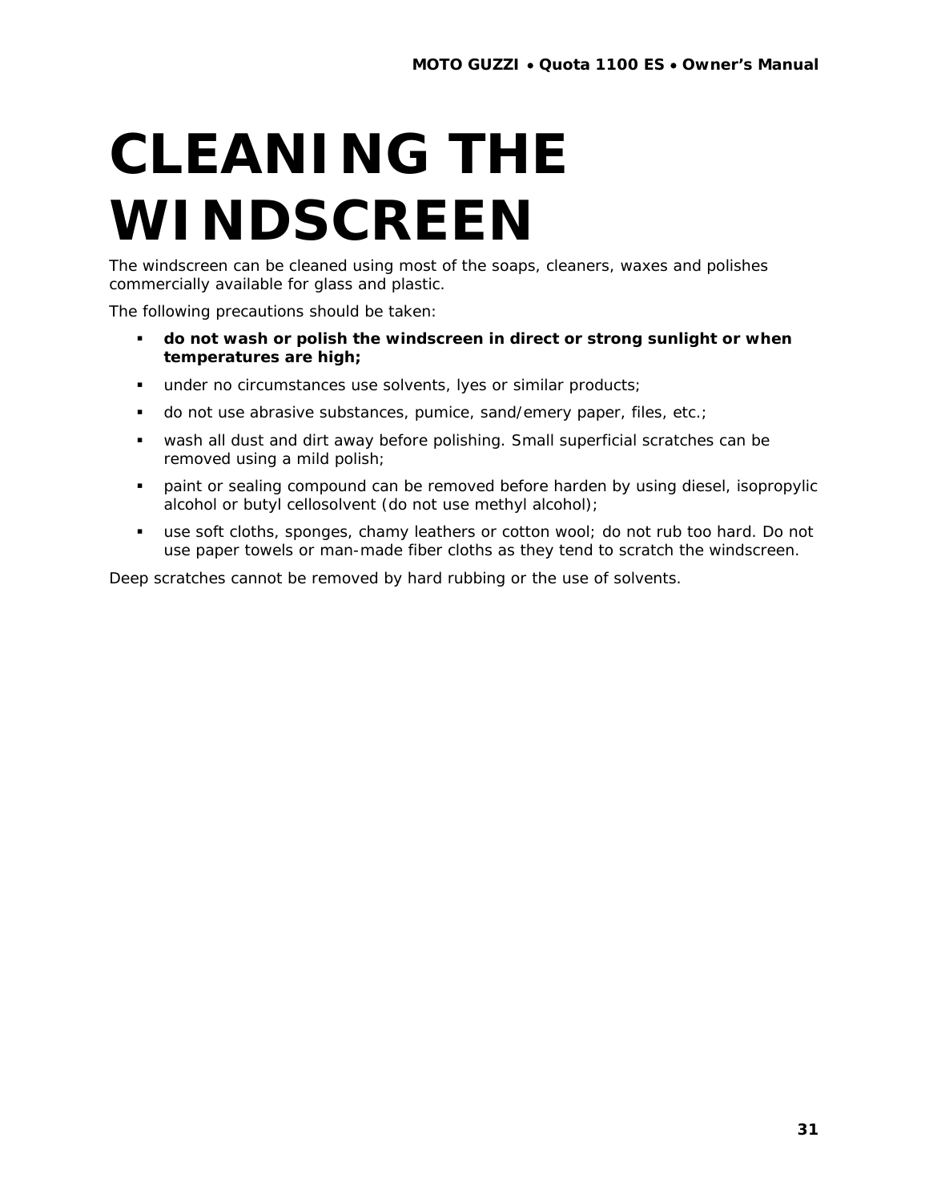# CLEANING THE WINDSCREEN

The windscreen can be cleaned using most of the soaps, cleaners, waxes and polishes commercially available for glass and plastic.

The following precautions should be taken:

- **do not wash or polish the windscreen in direct or strong sunlight or when temperatures are high;**
- under no circumstances use solvents, lyes or similar products;
- do not use abrasive substances, pumice, sand/emery paper, files, etc.;
- wash all dust and dirt away before polishing. Small superficial scratches can be removed using a mild polish;
- paint or sealing compound can be removed before harden by using diesel, isopropylic alcohol or butyl cellosolvent (do not use methyl alcohol);
- use soft cloths, sponges, chamy leathers or cotton wool; do not rub too hard. Do not use paper towels or man-made fiber cloths as they tend to scratch the windscreen.

Deep scratches cannot be removed by hard rubbing or the use of solvents.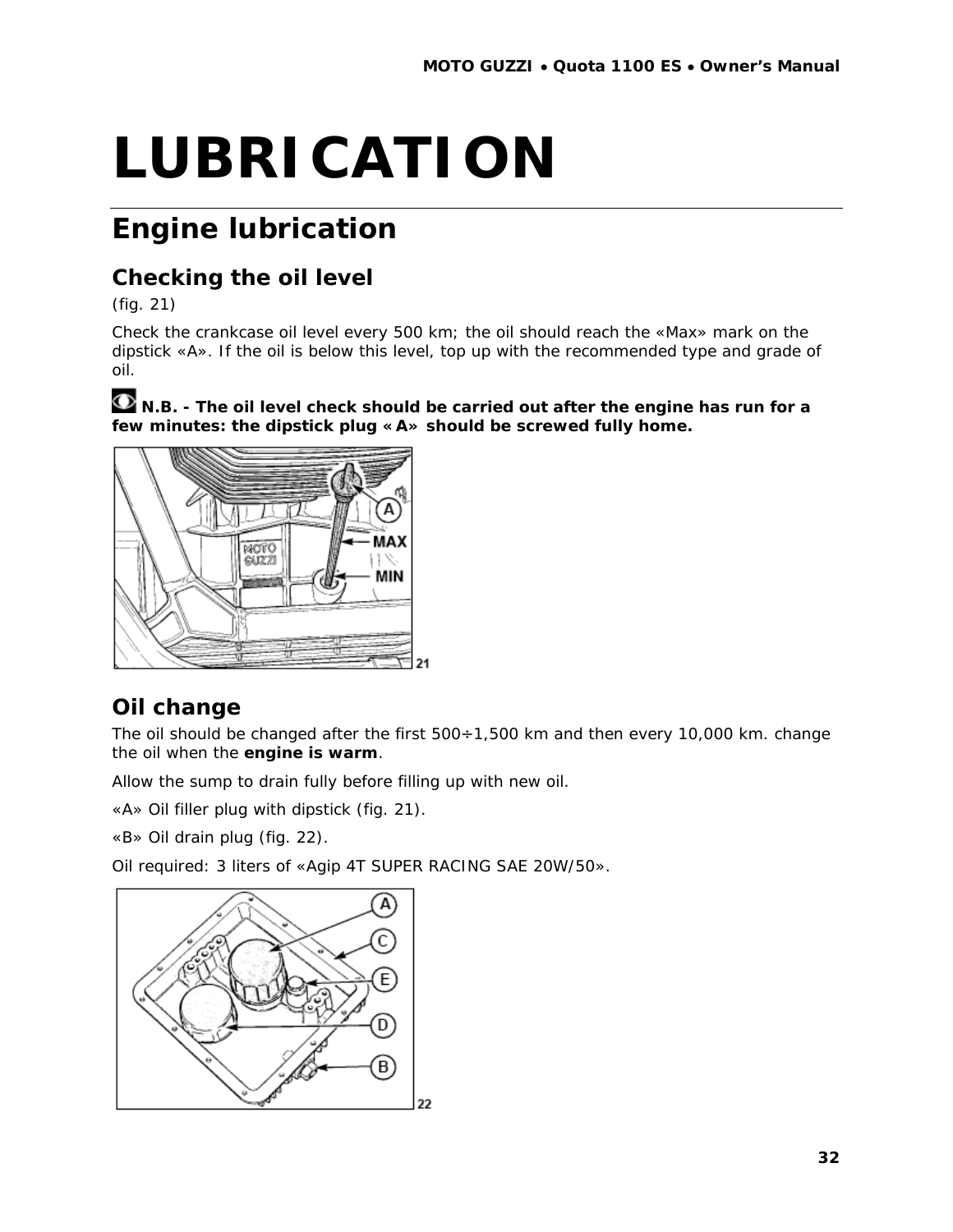# LUBRICATION

## Engine lubrication

### Checking the oil level

(fig. 21)

Check the crankcase oil level every 500 km; the oil should reach the «Max» mark on the dipstick «A». If the oil is below this level, top up with the recommended type and grade of oil.

**N.B. - The oil level check should be carried out after the engine has run for a few minutes: the dipstick plug «A» should be screwed fully home.**

### Oil change

The oil should be changed after the first 500÷1,500 km and then every 10,000 km. change the oil when the **engine is warm**.

Allow the sump to drain fully before filling up with new oil.

«A» Oil filler plug with dipstick (fig. 21).

«B» Oil drain plug (fig. 22).

Oil required: 3 liters of «Agip 4T SUPER RACING SAE 20W/50».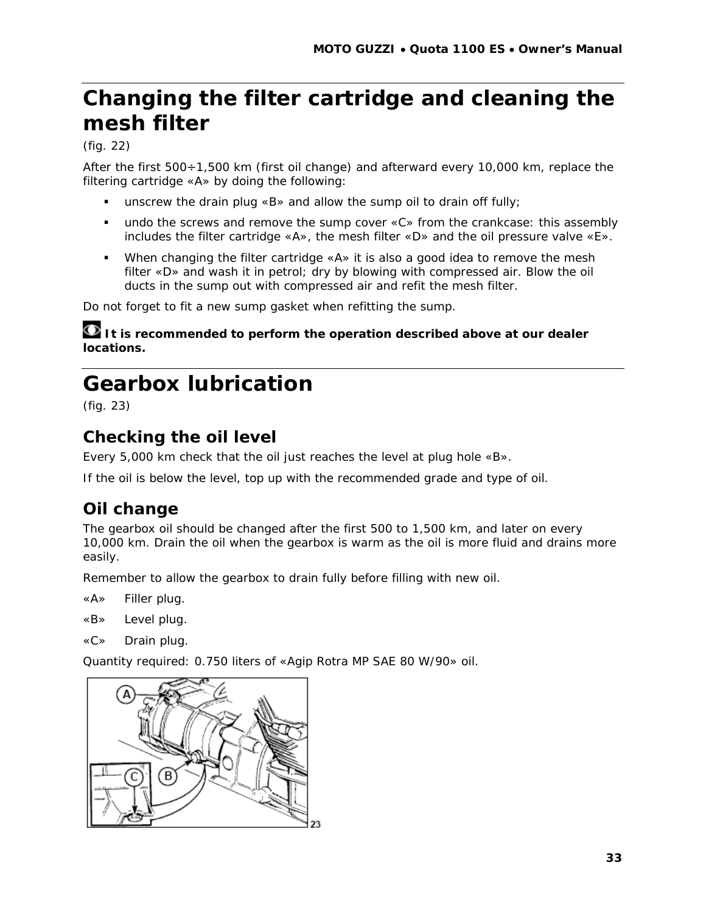# Changing the filter cartridge and cleaning the mesh filter

(fig. 22)

After the first 500÷1,500 km (first oil change) and afterward every 10,000 km, replace the filtering cartridge «A» by doing the following:

- unscrew the drain plug «B» and allow the sump oil to drain off fully;
- undo the screws and remove the sump cover «C» from the crankcase: this assembly includes the filter cartridge «A», the mesh filter «D» and the oil pressure valve «E».
- When changing the filter cartridge «A» it is also a good idea to remove the mesh filter «D» and wash it in petrol; dry by blowing with compressed air. Blow the oil ducts in the sump out with compressed air and refit the mesh filter.

Do not forget to fit a new sump gasket when refitting the sump.

**It is recommended to perform the operation described above at our dealer locations.**

# Gearbox lubrication

(fig. 23)

## Checking the oil level

Every 5,000 km check that the oil just reaches the level at plug hole «B».

If the oil is below the level, top up with the recommended grade and type of oil.

## Oil change

The gearbox oil should be changed after the first 500 to 1,500 km, and later on every 10,000 km. Drain the oil when the gearbox is warm as the oil is more fluid and drains more easily.

Remember to allow the gearbox to drain fully before filling with new oil.

«A» Filler plug.

«B» Level plug.

«C» Drain plug.

Quantity required: 0.750 liters of «Agip Rotra MP SAE 80 W/90» oil.

23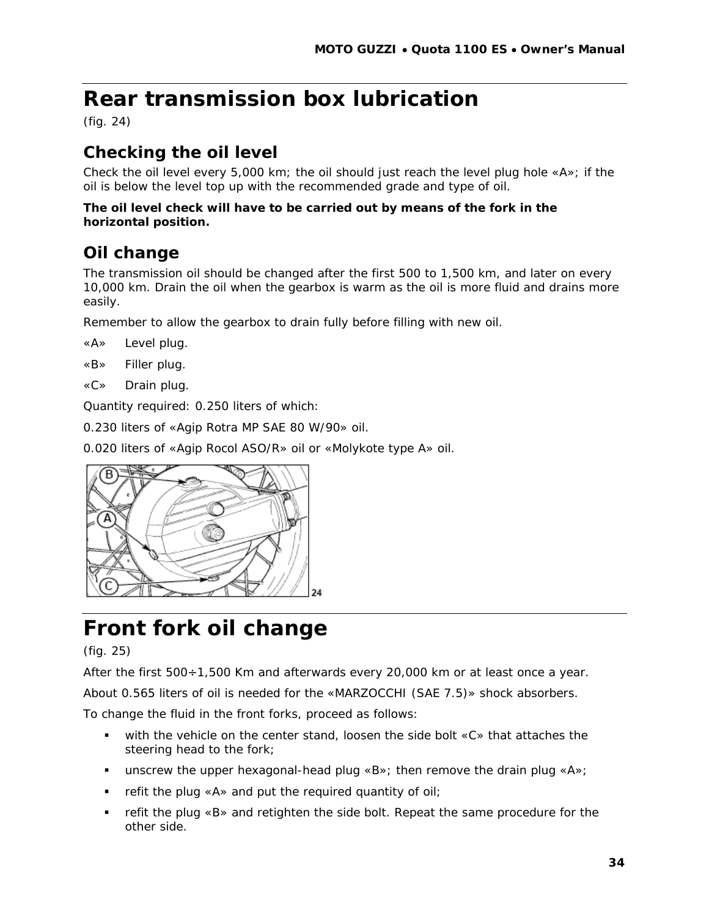# Rear transmission box lubrication

(fig. 24)

## Checking the oil level

Check the oil level every 5,000 km; the oil should just reach the level plug hole «A»; if the oil is below the level top up with the recommended grade and type of oil.

**The oil level check will have to be carried out by means of the fork in the horizontal position.**

## Oil change

The transmission oil should be changed after the first 500 to 1,500 km, and later on every 10,000 km. Drain the oil when the gearbox is warm as the oil is more fluid and drains more easily.

Remember to allow the gearbox to drain fully before filling with new oil.

«A» Level plug.

«B» Filler plug.

«C» Drain plug.

Quantity required: 0.250 liters of which:

0.230 liters of «Agip Rotra MP SAE 80 W/90» oil.

0.020 liters of «Agip Rocol ASO/R» oil or «Molykote type A» oil.

# Front fork oil change

(fig. 25)

After the first 500÷1,500 Km and afterwards every 20,000 km or at least once a year.

About 0.565 liters of oil is needed for the «MARZOCCHI (SAE 7.5)» shock absorbers.

To change the fluid in the front forks, proceed as follows:

- with the vehicle on the center stand, loosen the side bolt «C» that attaches the steering head to the fork;
- unscrew the upper hexagonal-head plug «B»; then remove the drain plug «A»;
- refit the plug «A» and put the required quantity of oil;
- refit the plug «B» and retighten the side bolt. Repeat the same procedure for the other side.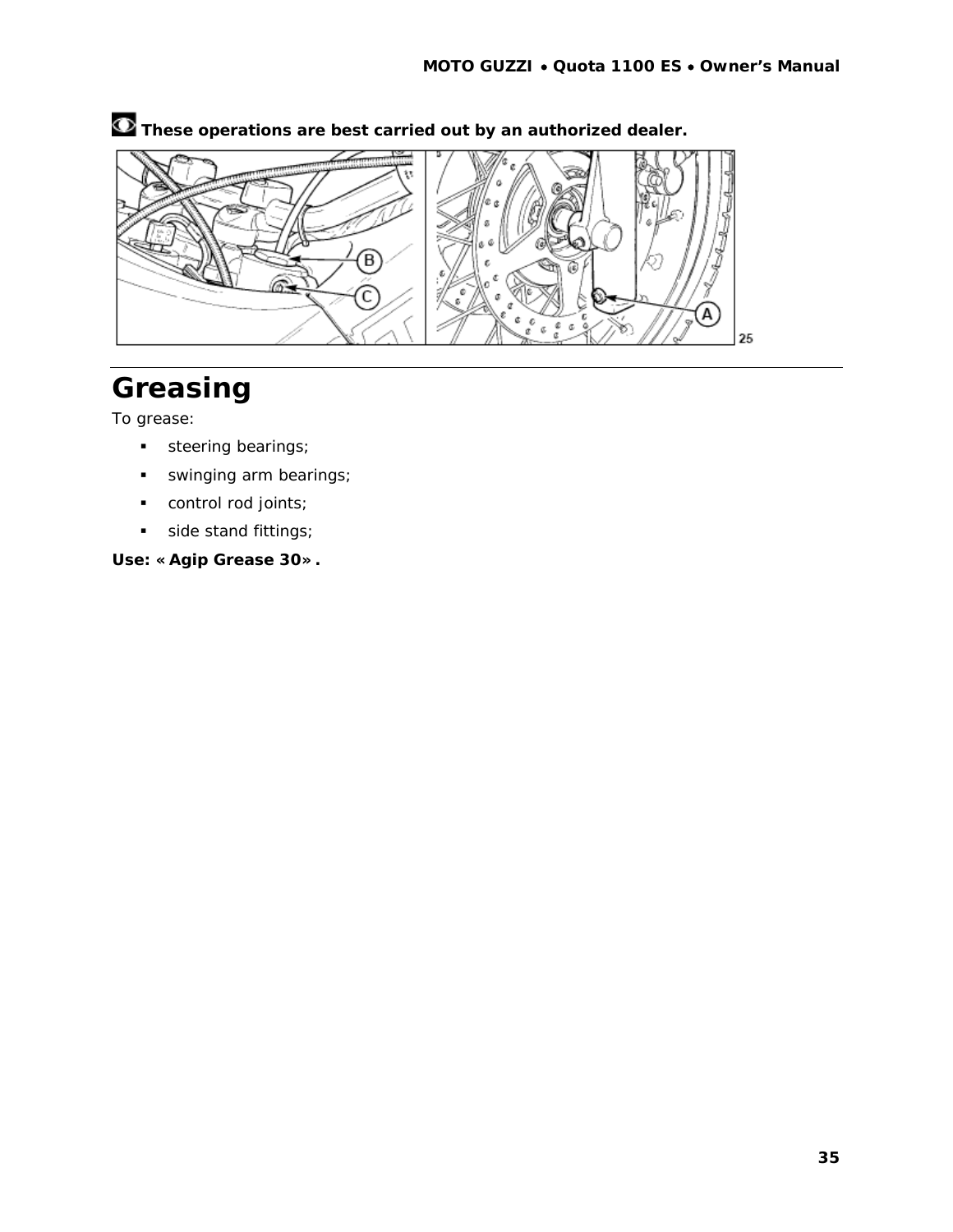**These operations are best carried out by an authorized dealer.**

## Greasing

To grease:

- steering bearings;
- swinging arm bearings;
- control rod joints;
- side stand fittings;

**Use: « Agip Grease 30» .**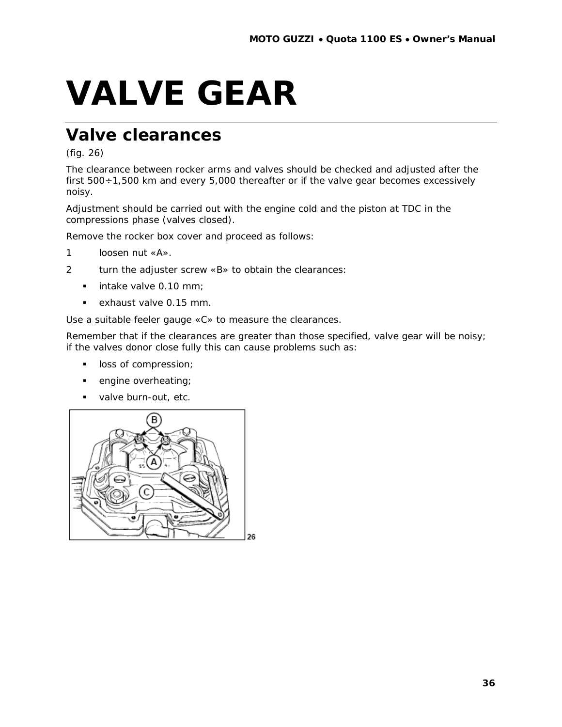# VALVE GEAR

## Valve clearances

(fig. 26)

The clearance between rocker arms and valves should be checked and adjusted after the first 500÷1,500 km and every 5,000 thereafter or if the valve gear becomes excessively noisy.

Adjustment should be carried out with the engine cold and the piston at TDC in the compressions phase (valves closed).

Remove the rocker box cover and proceed as follows:

1. loosen nut «A».
2. turn the adjuster screw «B» to obtain the clearances:
   - intake valve 0.10 mm;
   - exhaust valve 0.15 mm.

Use a suitable feeler gauge «C» to measure the clearances.

Remember that if the clearances are greater than those specified, valve gear will be noisy; if the valves donor close fully this can cause problems such as:

- loss of compression;
- engine overheating;
- valve burn-out, etc.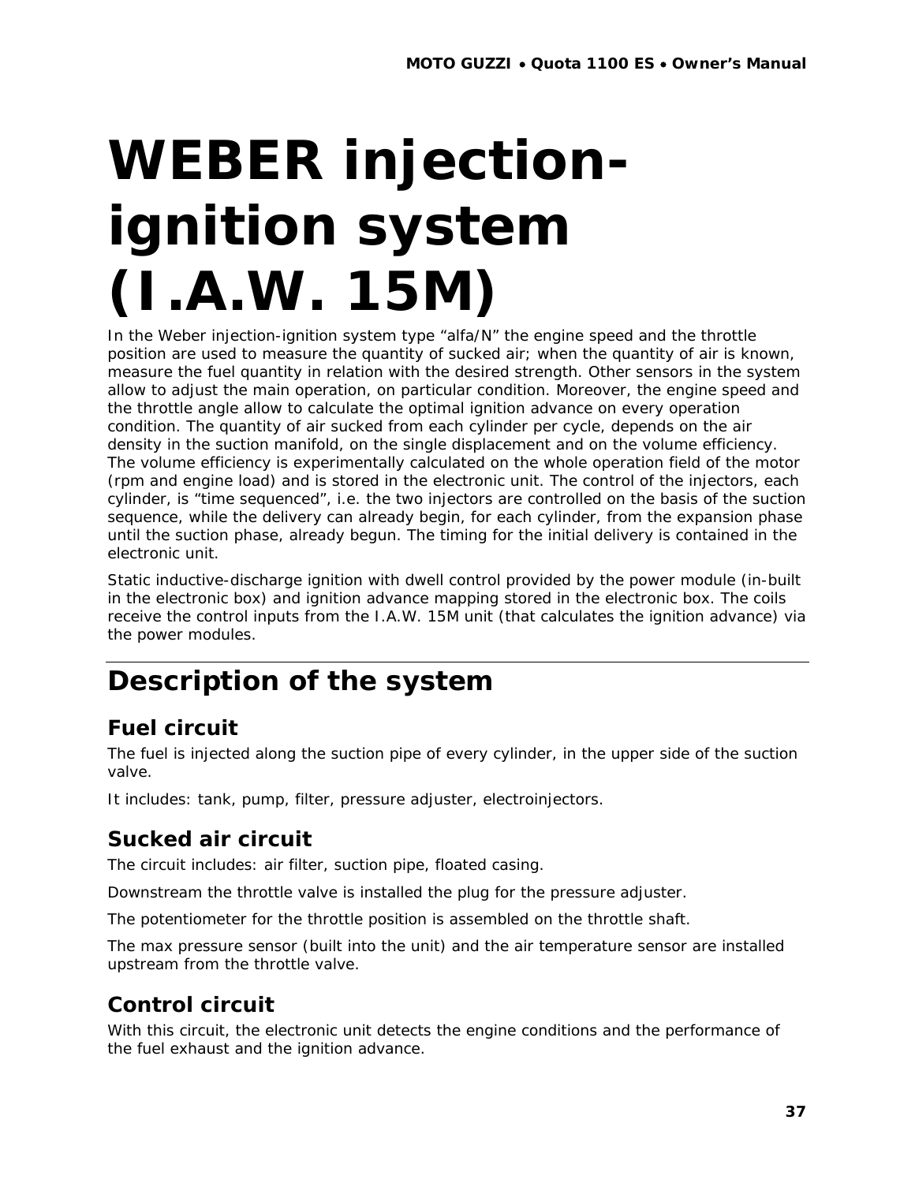# WEBER injection-ignition system (I.A.W. 15M)

In the Weber injection-ignition system type “alfa/N” the engine speed and the throttle position are used to measure the quantity of sucked air; when the quantity of air is known, measure the fuel quantity in relation with the desired strength. Other sensors in the system allow to adjust the main operation, on particular condition. Moreover, the engine speed and the throttle angle allow to calculate the optimal ignition advance on every operation condition. The quantity of air sucked from each cylinder per cycle, depends on the air density in the suction manifold, on the single displacement and on the volume efficiency. The volume efficiency is experimentally calculated on the whole operation field of the motor (rpm and engine load) and is stored in the electronic unit. The control of the injectors, each cylinder, is “time sequenced”, i.e. the two injectors are controlled on the basis of the suction sequence, while the delivery can already begin, for each cylinder, from the expansion phase until the suction phase, already begun. The timing for the initial delivery is contained in the electronic unit.

Static inductive-discharge ignition with dwell control provided by the power module (in-built in the electronic box) and ignition advance mapping stored in the electronic box. The coils receive the control inputs from the I.A.W. 15M unit (that calculates the ignition advance) via the power modules.

## Description of the system

### Fuel circuit

The fuel is injected along the suction pipe of every cylinder, in the upper side of the suction valve.

It includes: tank, pump, filter, pressure adjuster, electroinjectors.

### Sucked air circuit

The circuit includes: air filter, suction pipe, floated casing.

Downstream the throttle valve is installed the plug for the pressure adjuster.

The potentiometer for the throttle position is assembled on the throttle shaft.

The max pressure sensor (built into the unit) and the air temperature sensor are installed upstream from the throttle valve.

### Control circuit

With this circuit, the electronic unit detects the engine conditions and the performance of the fuel exhaust and the ignition advance.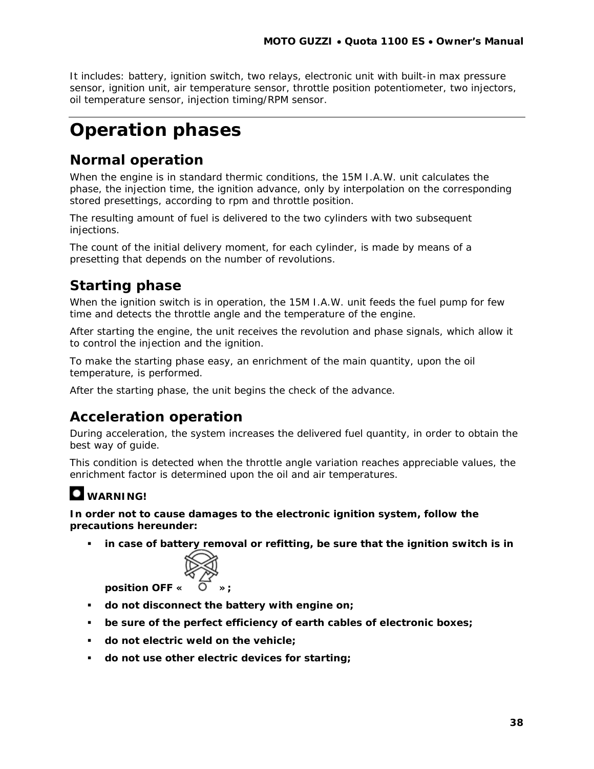It includes: battery, ignition switch, two relays, electronic unit with built-in max pressure sensor, ignition unit, air temperature sensor, throttle position potentiometer, two injectors, oil temperature sensor, injection timing/RPM sensor.

# Operation phases

## Normal operation

When the engine is in standard thermic conditions, the 15M I.A.W. unit calculates the phase, the injection time, the ignition advance, only by interpolation on the corresponding stored presettings, according to rpm and throttle position.

The resulting amount of fuel is delivered to the two cylinders with two subsequent injections.

The count of the initial delivery moment, for each cylinder, is made by means of a presetting that depends on the number of revolutions.

## Starting phase

When the ignition switch is in operation, the 15M I.A.W. unit feeds the fuel pump for few time and detects the throttle angle and the temperature of the engine.

After starting the engine, the unit receives the revolution and phase signals, which allow it to control the injection and the ignition.

To make the starting phase easy, an enrichment of the main quantity, upon the oil temperature, is performed.

After the starting phase, the unit begins the check of the advance.

## Acceleration operation

During acceleration, the system increases the delivered fuel quantity, in order to obtain the best way of guide.

This condition is detected when the throttle angle variation reaches appreciable values, the enrichment factor is determined upon the oil and air temperatures.

**WARNING!**

**In order not to cause damages to the electronic ignition system, follow the precautions hereunder:**

- **in case of battery removal or refitting, be sure that the ignition switch is in position OFF « »;**
- **do not disconnect the battery with engine on;**
- **be sure of the perfect efficiency of earth cables of electronic boxes;**
- **do not electric weld on the vehicle;**
- **do not use other electric devices for starting;**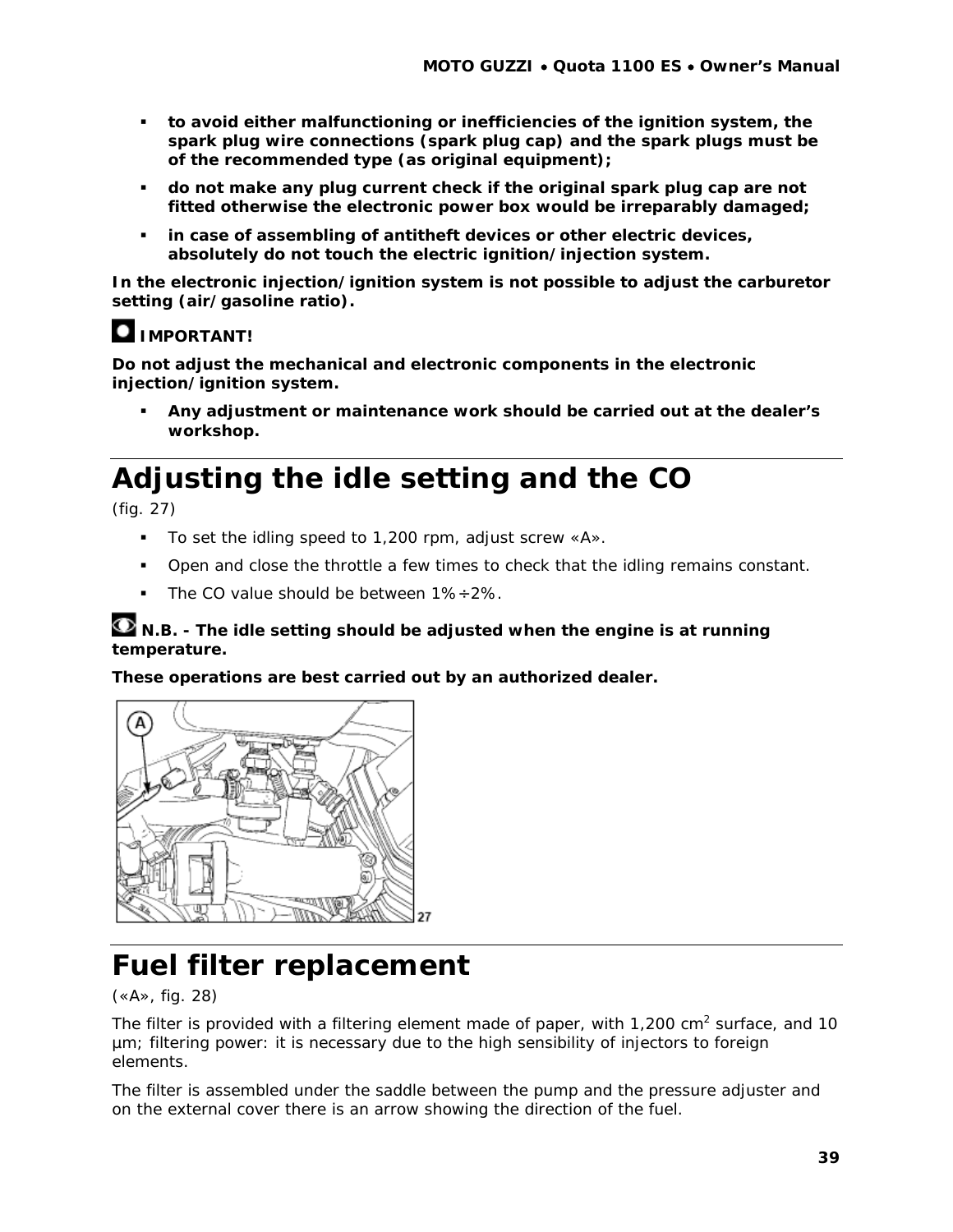- **to avoid either malfunctioning or inefficiencies of the ignition system, the spark plug wire connections (spark plug cap) and the spark plugs must be of the recommended type (as original equipment);**
- **do not make any plug current check if the original spark plug cap are not fitted otherwise the electronic power box would be irreparably damaged;**
- **in case of assembling of antitheft devices or other electric devices, absolutely do not touch the electric ignition/injection system.**

**In the electronic injection/ignition system is not possible to adjust the carburetor setting (air/gasoline ratio).**

**IMPORTANT!**

**Do not adjust the mechanical and electronic components in the electronic injection/ignition system.**

- **Any adjustment or maintenance work should be carried out at the dealer's workshop.**

# Adjusting the idle setting and the CO

(fig. 27)

- To set the idling speed to 1,200 rpm, adjust screw «A».
- Open and close the throttle a few times to check that the idling remains constant.
- The CO value should be between 1%÷2%.

**N.B. - The idle setting should be adjusted when the engine is at running temperature.**

**These operations are best carried out by an authorized dealer.**

27

# Fuel filter replacement

(«A», fig. 28)

The filter is provided with a filtering element made of paper, with 1,200 $cm^2$ surface, and 10 µm; filtering power: it is necessary due to the high sensibility of injectors to foreign elements.

The filter is assembled under the saddle between the pump and the pressure adjuster and on the external cover there is an arrow showing the direction of the fuel.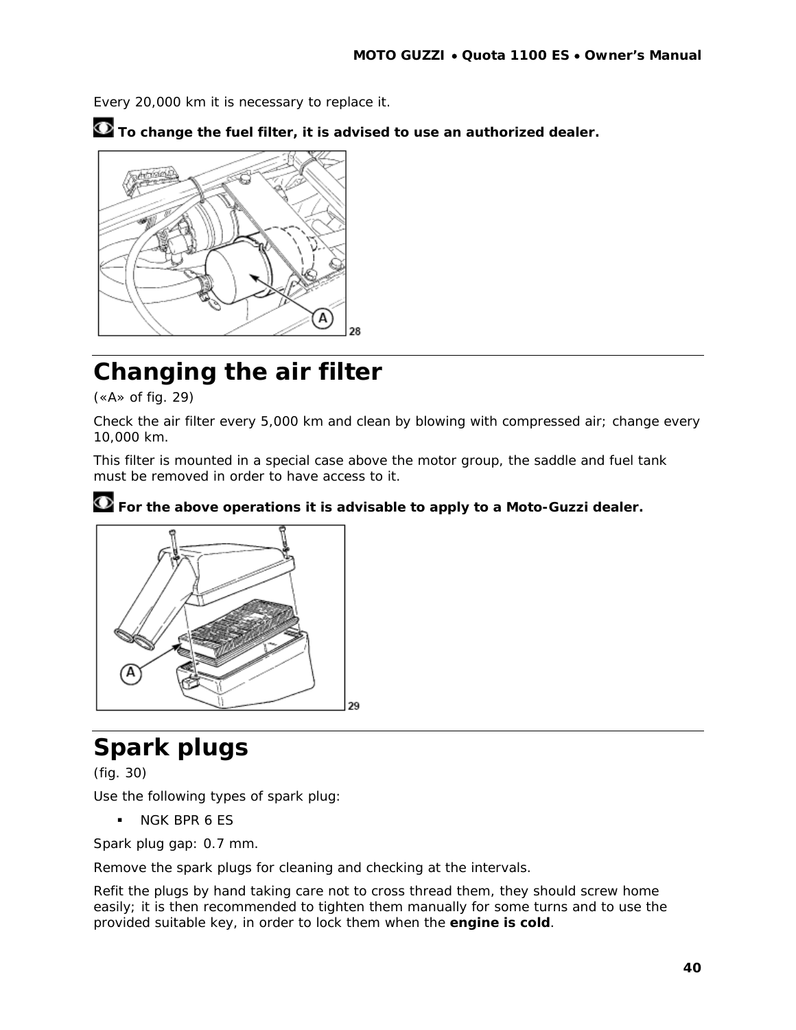Every 20,000 km it is necessary to replace it.

**To change the fuel filter, it is advised to use an authorized dealer.**

# Changing the air filter

(«A» of fig. 29)

Check the air filter every 5,000 km and clean by blowing with compressed air; change every 10,000 km.

This filter is mounted in a special case above the motor group, the saddle and fuel tank must be removed in order to have access to it.

**For the above operations it is advisable to apply to a Moto-Guzzi dealer.**

# Spark plugs

(fig. 30)

Use the following types of spark plug:

- NGK BPR 6 ES

Spark plug gap: 0.7 mm.

Remove the spark plugs for cleaning and checking at the intervals.

Refit the plugs by hand taking care not to cross thread them, they should screw home easily; it is then recommended to tighten them manually for some turns and to use the provided suitable key, in order to lock them when the **engine is cold**.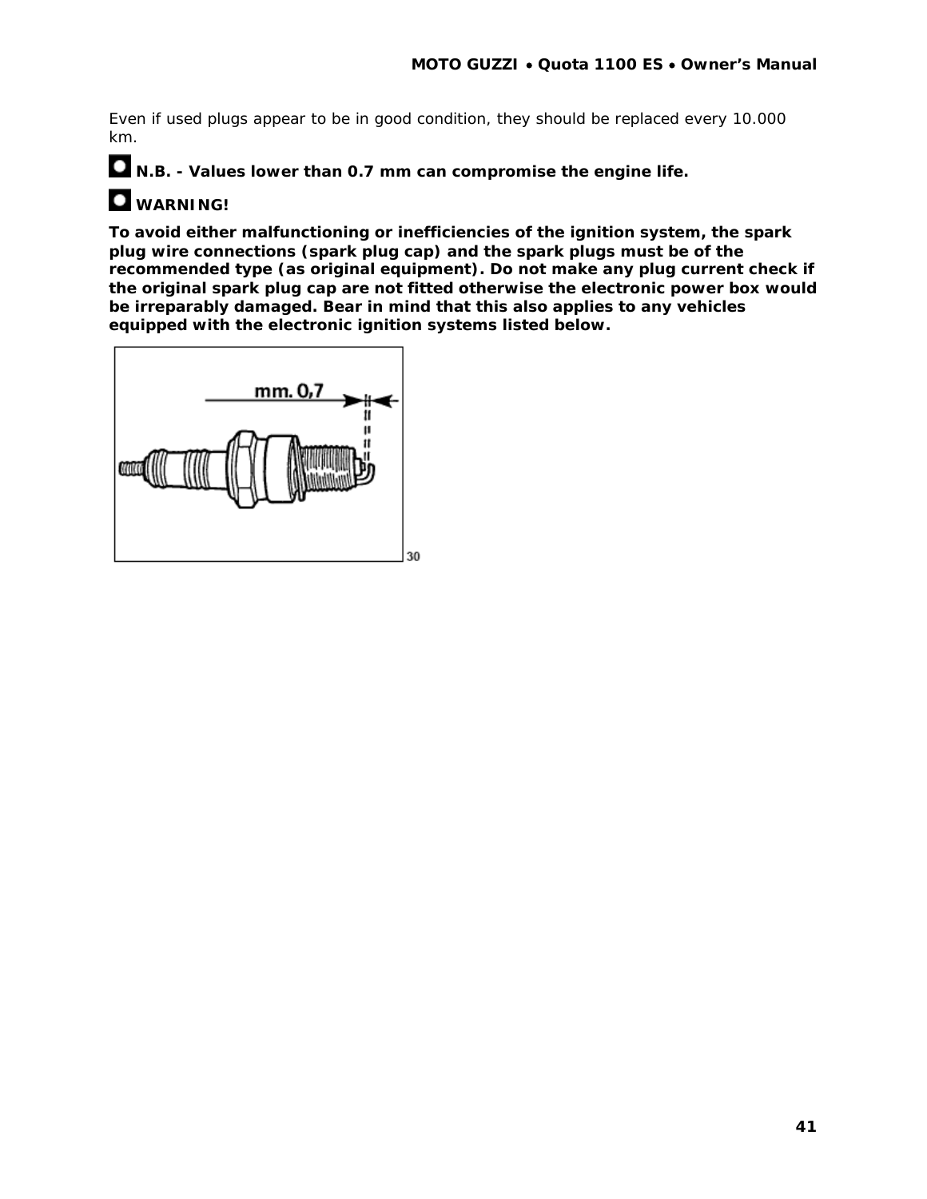Even if used plugs appear to be in good condition, they should be replaced every 10.000 km.

**N.B. - Values lower than 0.7 mm can compromise the engine life.**

**WARNING!**

**To avoid either malfunctioning or inefficiencies of the ignition system, the spark plug wire connections (spark plug cap) and the spark plugs must be of the recommended type (as original equipment). Do not make any plug current check if the original spark plug cap are not fitted otherwise the electronic power box would be irreparably damaged. Bear in mind that this also applies to any vehicles equipped with the electronic ignition systems listed below.**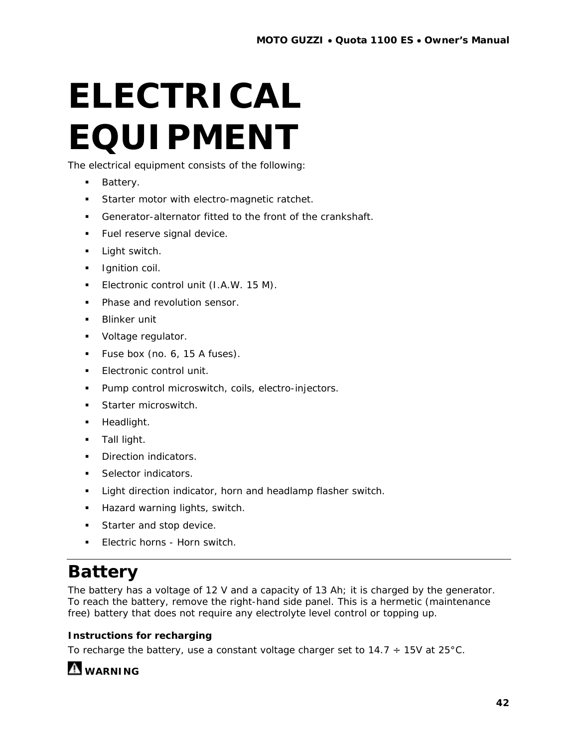# ELECTRICAL EQUIPMENT

The electrical equipment consists of the following:

- Battery.
- Starter motor with electro-magnetic ratchet.
- Generator-alternator fitted to the front of the crankshaft.
- Fuel reserve signal device.
- Light switch.
- Ignition coil.
- Electronic control unit (I.A.W. 15 M).
- Phase and revolution sensor.
- Blinker unit
- Voltage regulator.
- Fuse box (no. 6, 15 A fuses).
- Electronic control unit.
- Pump control microswitch, coils, electro-injectors.
- Starter microswitch.
- Headlight.
- Tall light.
- Direction indicators.
- Selector indicators.
- Light direction indicator, horn and headlamp flasher switch.
- Hazard warning lights, switch.
- Starter and stop device.
- Electric horns - Horn switch.

## Battery

The battery has a voltage of 12 V and a capacity of 13 Ah; it is charged by the generator. To reach the battery, remove the right-hand side panel. This is a hermetic (maintenance free) battery that does not require any electrolyte level control or topping up.

### Instructions for recharging

To recharge the battery, use a constant voltage charger set to 14.7 ÷ 15V at 25°C.

⚠ **WARNING**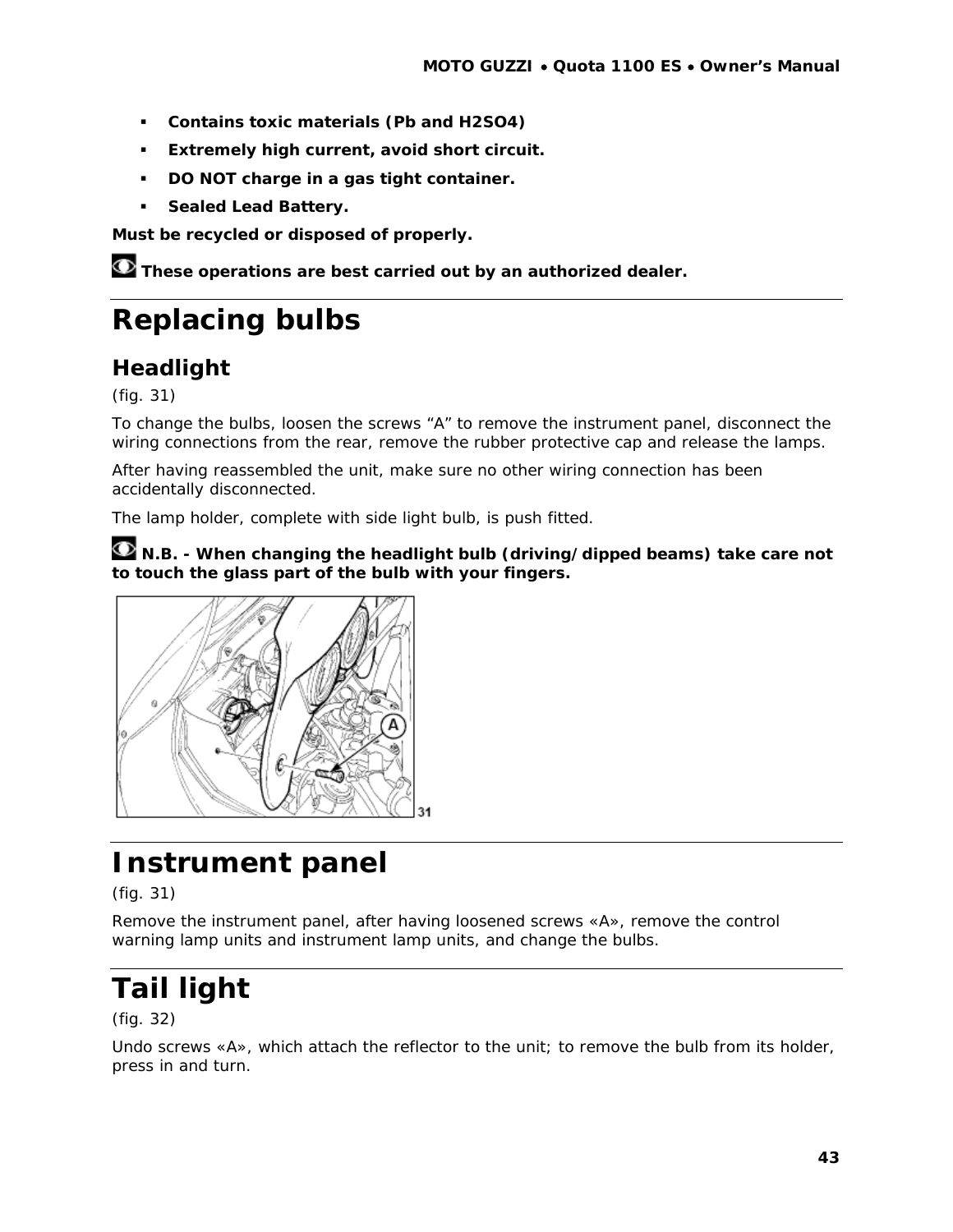- **Contains toxic materials (Pb and H2SO4)**
- **Extremely high current, avoid short circuit.**
- **DO NOT charge in a gas tight container.**
- **Sealed Lead Battery.**

**Must be recycled or disposed of properly.**

**These operations are best carried out by an authorized dealer.**

# Replacing bulbs

## Headlight

(fig. 31)

To change the bulbs, loosen the screws "A" to remove the instrument panel, disconnect the wiring connections from the rear, remove the rubber protective cap and release the lamps.

After having reassembled the unit, make sure no other wiring connection has been accidentally disconnected.

The lamp holder, complete with side light bulb, is push fitted.

**N.B. - When changing the headlight bulb (driving/dipped beams) take care not to touch the glass part of the bulb with your fingers.**

31

# Instrument panel

(fig. 31)

Remove the instrument panel, after having loosened screws «A», remove the control warning lamp units and instrument lamp units, and change the bulbs.

# Tail light

(fig. 32)

Undo screws «A», which attach the reflector to the unit; to remove the bulb from its holder, press in and turn.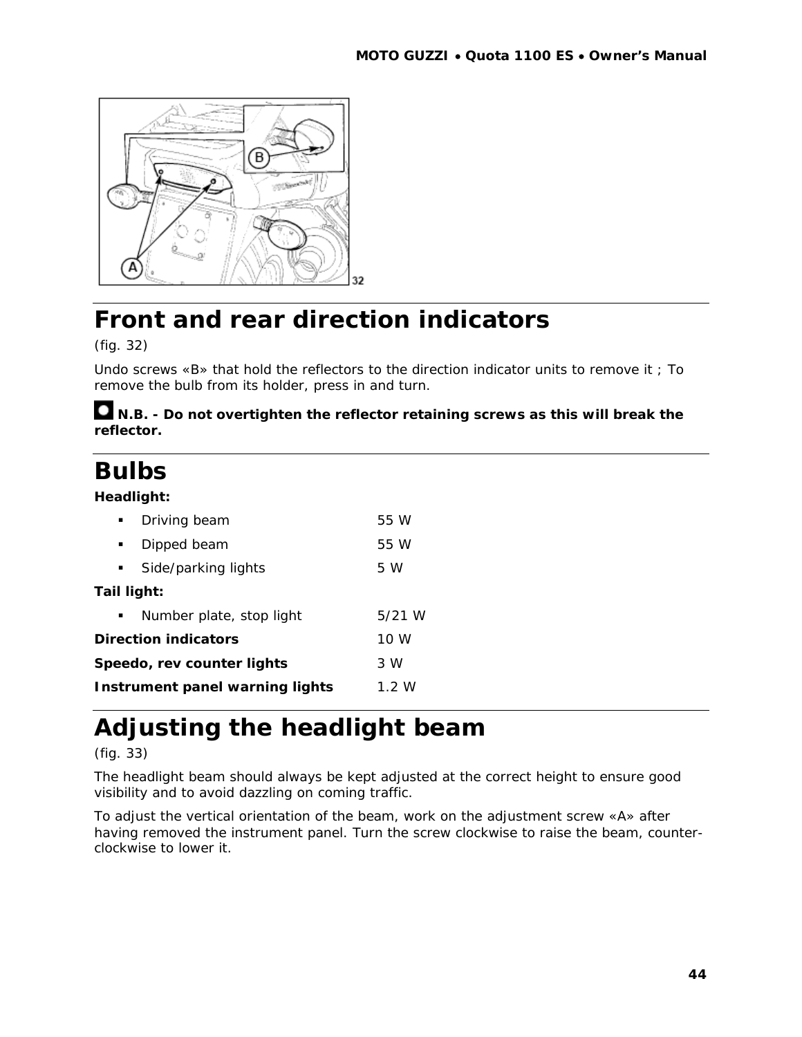## Front and rear direction indicators

(fig. 32)

Undo screws «B» that hold the reflectors to the direction indicator units to remove it ; To remove the bulb from its holder, press in and turn.

**N.B. - Do not overtighten the reflector retaining screws as this will break the reflector.**

## Bulbs

**Headlight:**

- Driving beam 55 W
- Dipped beam 55 W
- Side/parking lights 5 W

**Tail light:**

- Number plate, stop light 5/21 W

**Direction indicators** 10 W

**Speedo, rev counter lights** 3 W

**Instrument panel warning lights** 1.2 W

## Adjusting the headlight beam

(fig. 33)

The headlight beam should always be kept adjusted at the correct height to ensure good visibility and to avoid dazzling on coming traffic.

To adjust the vertical orientation of the beam, work on the adjustment screw «A» after having removed the instrument panel. Turn the screw clockwise to raise the beam, counter-clockwise to lower it.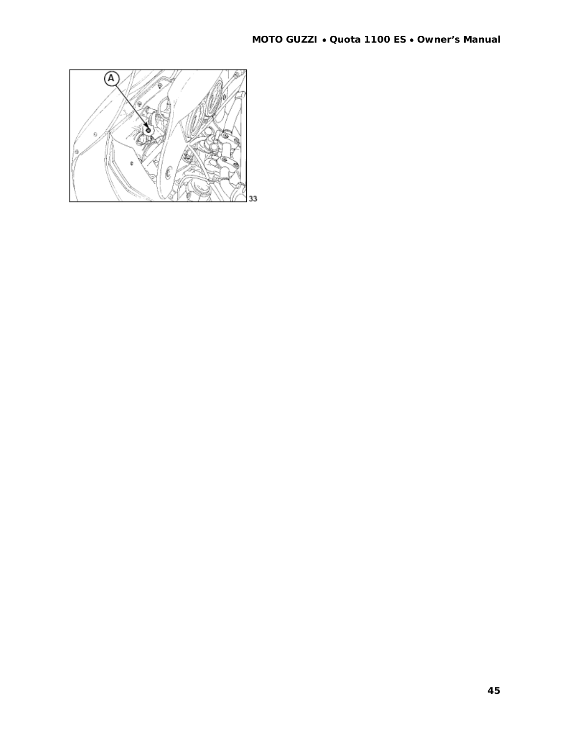A

33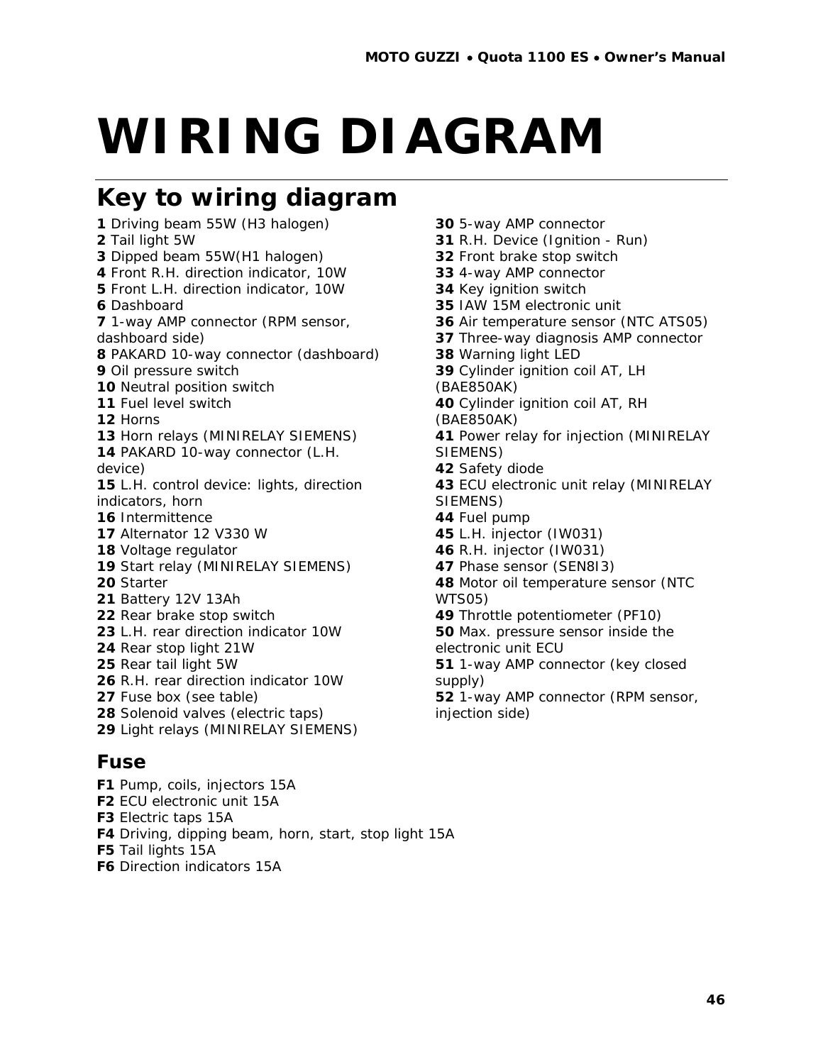# WIRING DIAGRAM

## Key to wiring diagram

**1** Driving beam 55W (H3 halogen)
**2** Tail light 5W
**3** Dipped beam 55W(H1 halogen)
**4** Front R.H. direction indicator, 10W
**5** Front L.H. direction indicator, 10W
**6** Dashboard
**7** 1-way AMP connector (RPM sensor, dashboard side)
**8** PAKARD 10-way connector (dashboard)
**9** Oil pressure switch
**10** Neutral position switch
**11** Fuel level switch
**12** Horns
**13** Horn relays (MINIRELAY SIEMENS)
**14** PAKARD 10-way connector (L.H. device)
**15** L.H. control device: lights, direction indicators, horn
**16** Intermittence
**17** Alternator 12 V330 W
**18** Voltage regulator
**19** Start relay (MINIRELAY SIEMENS)
**20** Starter
**21** Battery 12V 13Ah
**22** Rear brake stop switch
**23** L.H. rear direction indicator 10W
**24** Rear stop light 21W
**25** Rear tail light 5W
**26** R.H. rear direction indicator 10W
**27** Fuse box (see table)
**28** Solenoid valves (electric taps)
**29** Light relays (MINIRELAY SIEMENS)
**30** 5-way AMP connector
**31** R.H. Device (Ignition - Run)
**32** Front brake stop switch
**33** 4-way AMP connector
**34** Key ignition switch
**35** IAW 15M electronic unit
**36** Air temperature sensor (NTC ATS05)
**37** Three-way diagnosis AMP connector
**38** Warning light LED
**39** Cylinder ignition coil AT, LH (BAE850AK)
**40** Cylinder ignition coil AT, RH (BAE850AK)
**41** Power relay for injection (MINIRELAY SIEMENS)
**42** Safety diode
**43** ECU electronic unit relay (MINIRELAY SIEMENS)
**44** Fuel pump
**45** L.H. injector (IW031)
**46** R.H. injector (IW031)
**47** Phase sensor (SEN8I3)
**48** Motor oil temperature sensor (NTC WTS05)
**49** Throttle potentiometer (PF10)
**50** Max. pressure sensor inside the electronic unit ECU
**51** 1-way AMP connector (key closed supply)
**52** 1-way AMP connector (RPM sensor, injection side)

### Fuse

**F1** Pump, coils, injectors 15A
**F2** ECU electronic unit 15A
**F3** Electric taps 15A
**F4** Driving, dipping beam, horn, start, stop light 15A
**F5** Tail lights 15A
**F6** Direction indicators 15A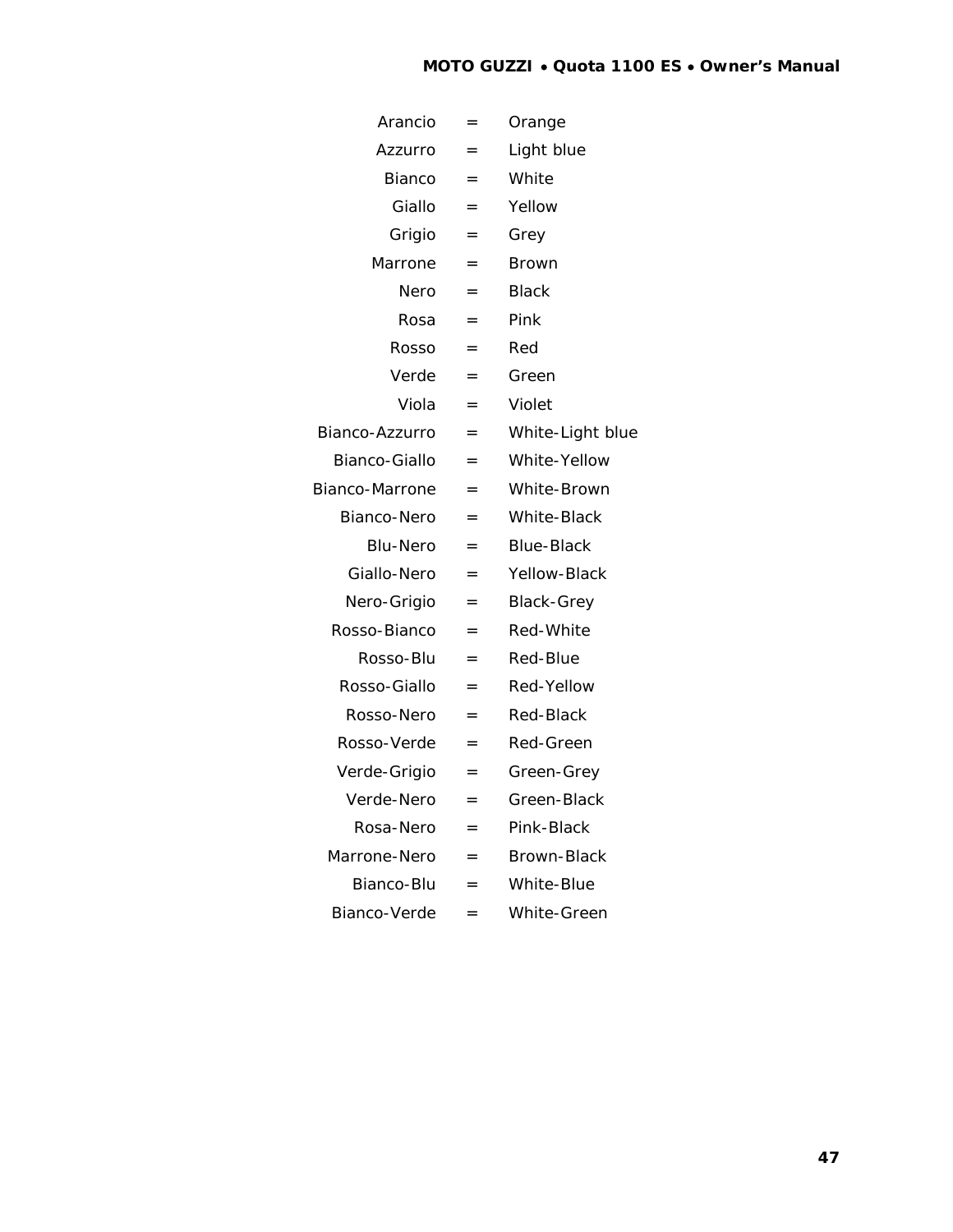Arancio = Orange
Azzurro = Light blue
Bianco = White
Giallo = Yellow
Grigio = Grey
Marrone = Brown
Nero = Black
Rosa = Pink
Rosso = Red
Verde = Green
Viola = Violet
Bianco-Azzurro = White-Light blue
Bianco-Giallo = White-Yellow
Bianco-Marrone = White-Brown
Bianco-Nero = White-Black
Blu-Nero = Blue-Black
Giallo-Nero = Yellow-Black
Nero-Grigio = Black-Grey
Rosso-Bianco = Red-White
Rosso-Blu = Red-Blue
Rosso-Giallo = Red-Yellow
Rosso-Nero = Red-Black
Rosso-Verde = Red-Green
Verde-Grigio = Green-Grey
Verde-Nero = Green-Black
Rosa-Nero = Pink-Black
Marrone-Nero = Brown-Black
Bianco-Blu = White-Blue
Bianco-Verde = White-Green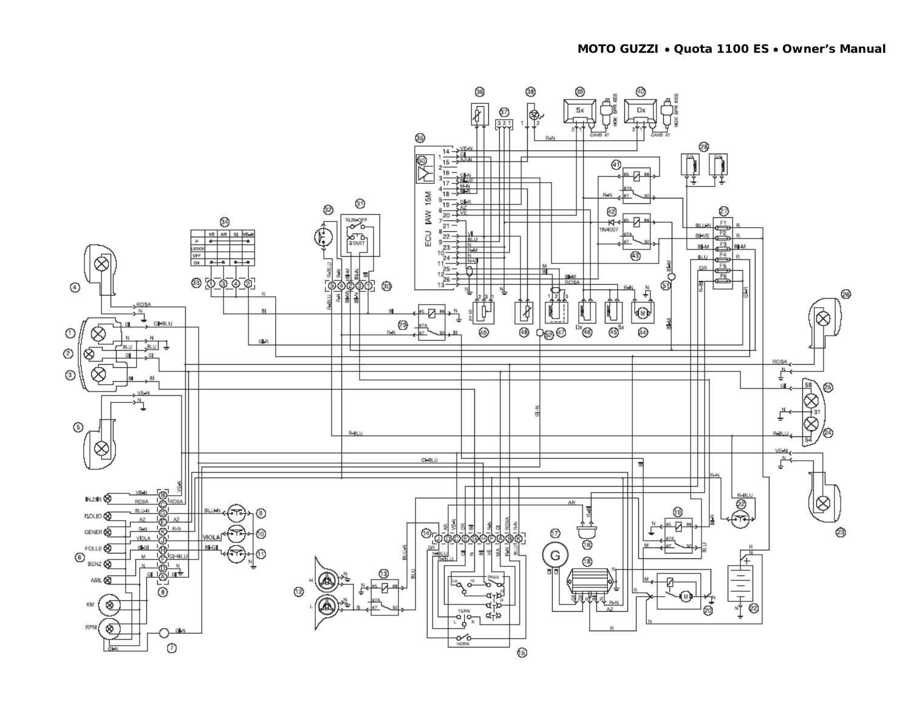ECU IAW 15M

RUN-OFF
START

P
LOCK
OFF
ON

VE AR GI VE-N

IN.DIR
P.OLIO
GENER
FOLLE
BENZ
ABS
KM
RPM

Lo
HI
PASS
TURN
L
R
HORN

Sx
Dx
CAVO AT
NGK BPR 6ES

1N4007

F1
F2
F3
F4
F5
F6

15A
3A

G